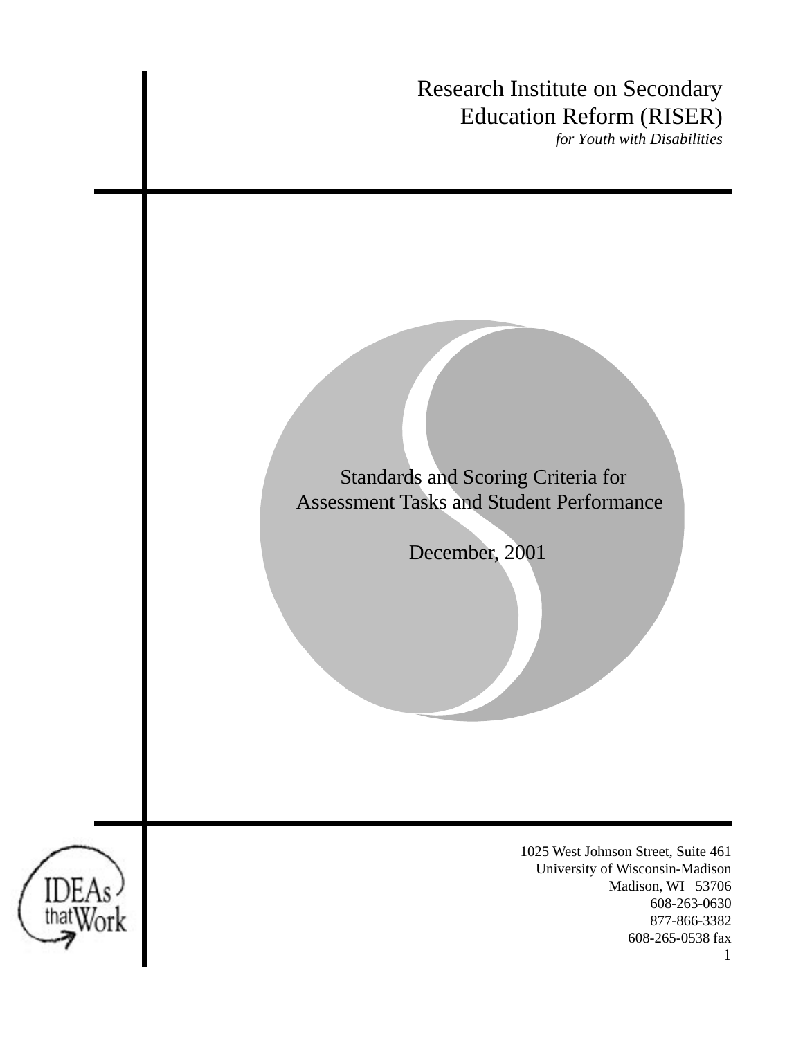# Research Institute on Secondary Education Reform (RISER)

*for Youth with Disabilities*

## Standards and Scoring Criteria for Assessment Tasks and Student Performance

December, 2001

IDEAs that Work

1025 West Johnson Street, Suite 461
University of Wisconsin-Madison
Madison, WI 53706
608-263-0630
877-866-3382
608-265-0538 fax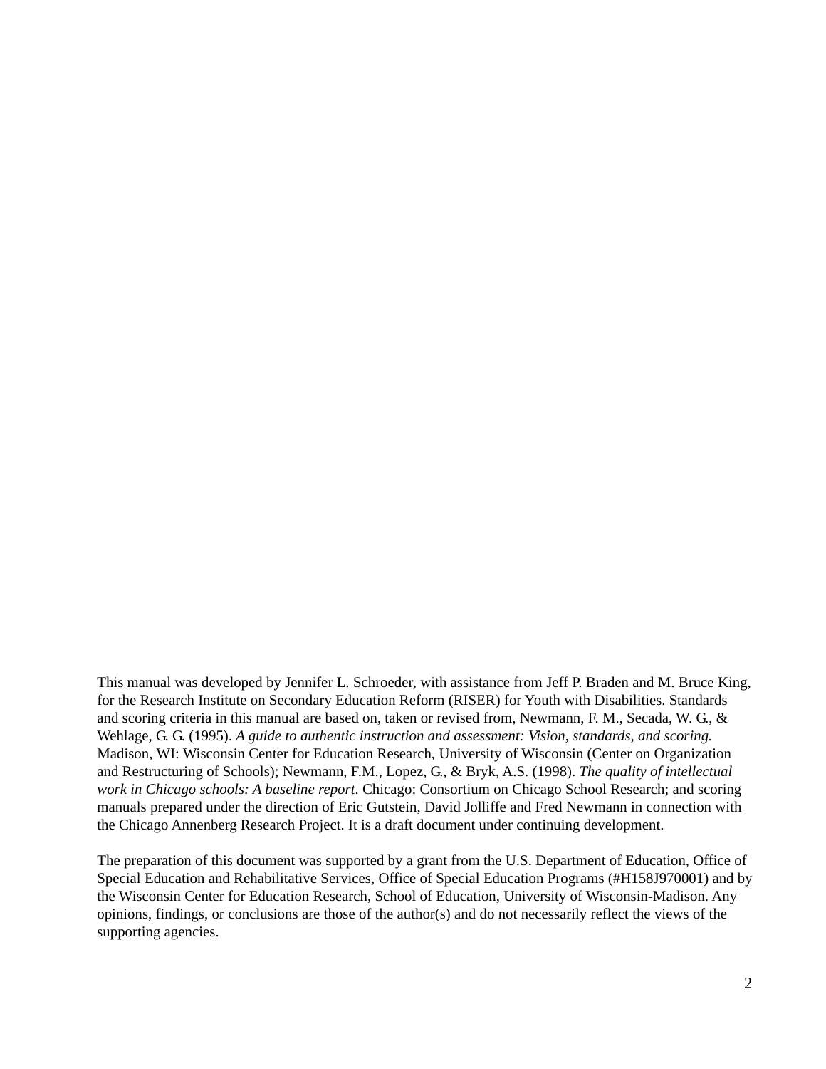This manual was developed by Jennifer L. Schroeder, with assistance from Jeff P. Braden and M. Bruce King, for the Research Institute on Secondary Education Reform (RISER) for Youth with Disabilities. Standards and scoring criteria in this manual are based on, taken or revised from, Newmann, F. M., Secada, W. G., & Wehlage, G. G. (1995). *A guide to authentic instruction and assessment: Vision, standards, and scoring.* Madison, WI: Wisconsin Center for Education Research, University of Wisconsin (Center on Organization and Restructuring of Schools); Newmann, F.M., Lopez, G., & Bryk, A.S. (1998). *The quality of intellectual work in Chicago schools: A baseline report*. Chicago: Consortium on Chicago School Research; and scoring manuals prepared under the direction of Eric Gutstein, David Jolliffe and Fred Newmann in connection with the Chicago Annenberg Research Project. It is a draft document under continuing development.

The preparation of this document was supported by a grant from the U.S. Department of Education, Office of Special Education and Rehabilitative Services, Office of Special Education Programs (#H158J970001) and by the Wisconsin Center for Education Research, School of Education, University of Wisconsin-Madison. Any opinions, findings, or conclusions are those of the author(s) and do not necessarily reflect the views of the supporting agencies.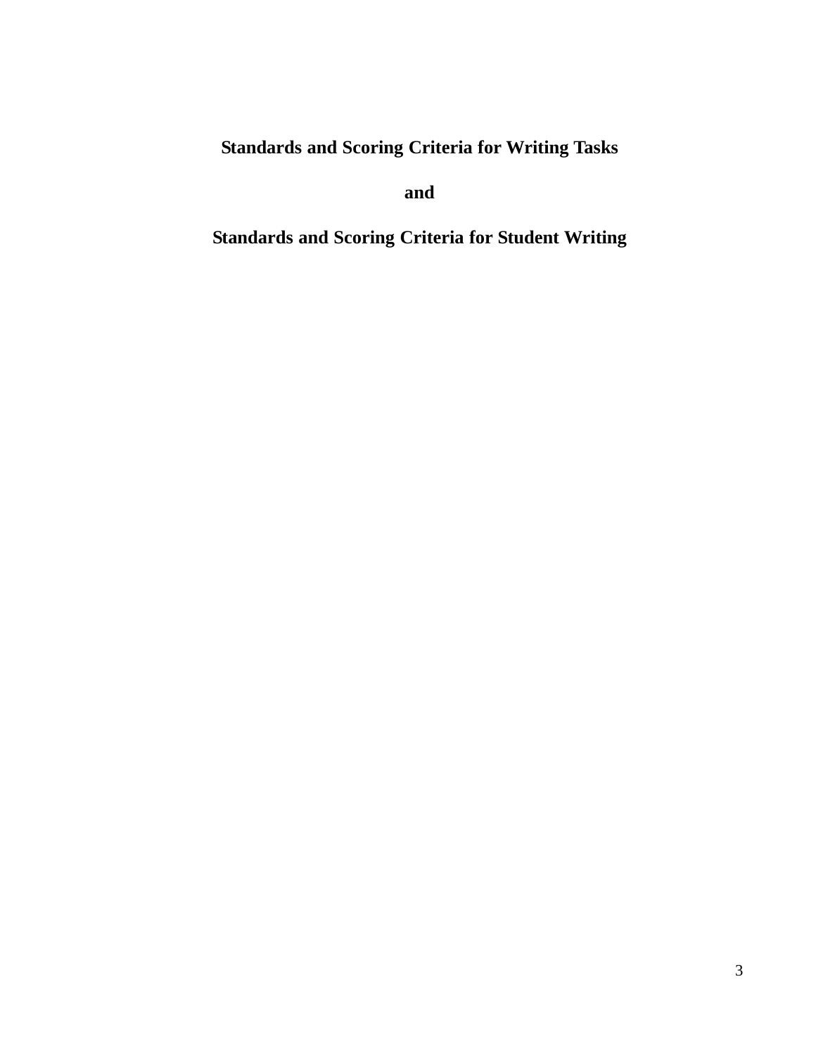# Standards and Scoring Criteria for Writing Tasks

# and

# Standards and Scoring Criteria for Student Writing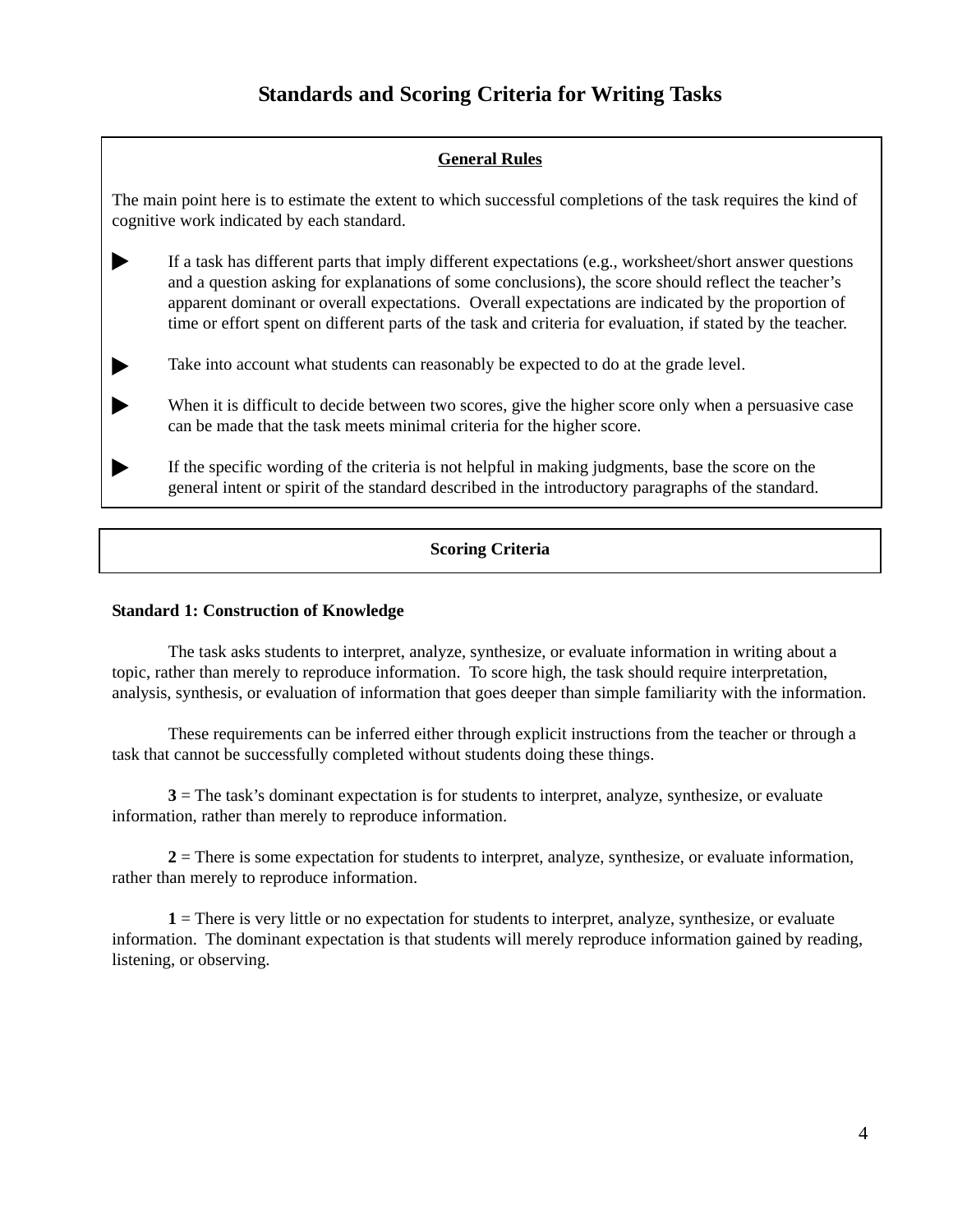# Standards and Scoring Criteria for Writing Tasks

## General Rules

The main point here is to estimate the extent to which successful completions of the task requires the kind of cognitive work indicated by each standard.

- If a task has different parts that imply different expectations (e.g., worksheet/short answer questions and a question asking for explanations of some conclusions), the score should reflect the teacher's apparent dominant or overall expectations. Overall expectations are indicated by the proportion of time or effort spent on different parts of the task and criteria for evaluation, if stated by the teacher.
- Take into account what students can reasonably be expected to do at the grade level.
- When it is difficult to decide between two scores, give the higher score only when a persuasive case can be made that the task meets minimal criteria for the higher score.
- If the specific wording of the criteria is not helpful in making judgments, base the score on the general intent or spirit of the standard described in the introductory paragraphs of the standard.

## Scoring Criteria

**Standard 1: Construction of Knowledge**

The task asks students to interpret, analyze, synthesize, or evaluate information in writing about a topic, rather than merely to reproduce information. To score high, the task should require interpretation, analysis, synthesis, or evaluation of information that goes deeper than simple familiarity with the information.

These requirements can be inferred either through explicit instructions from the teacher or through a task that cannot be successfully completed without students doing these things.

**3** = The task's dominant expectation is for students to interpret, analyze, synthesize, or evaluate information, rather than merely to reproduce information.

**2** = There is some expectation for students to interpret, analyze, synthesize, or evaluate information, rather than merely to reproduce information.

**1** = There is very little or no expectation for students to interpret, analyze, synthesize, or evaluate information. The dominant expectation is that students will merely reproduce information gained by reading, listening, or observing.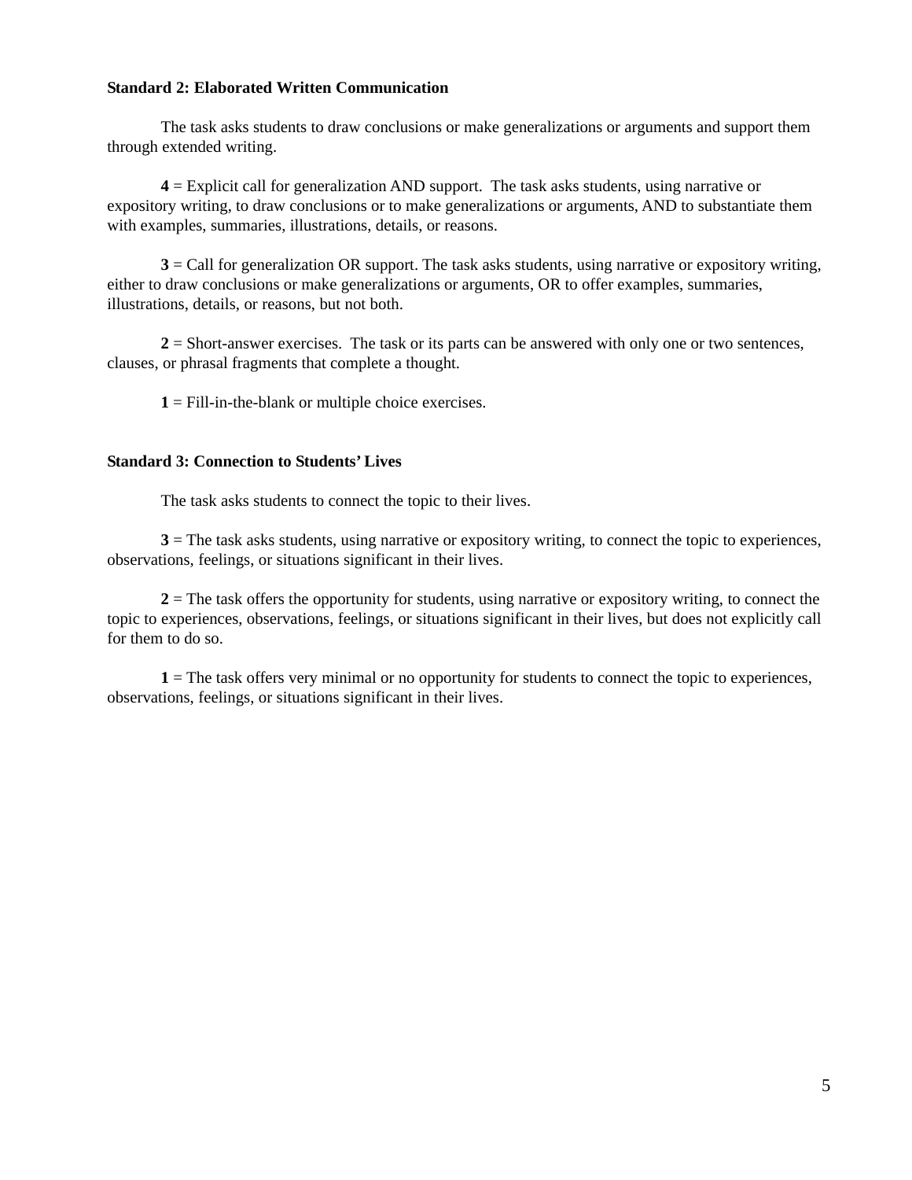**Standard 2: Elaborated Written Communication**

The task asks students to draw conclusions or make generalizations or arguments and support them through extended writing.

**4** = Explicit call for generalization AND support. The task asks students, using narrative or expository writing, to draw conclusions or to make generalizations or arguments, AND to substantiate them with examples, summaries, illustrations, details, or reasons.

**3** = Call for generalization OR support. The task asks students, using narrative or expository writing, either to draw conclusions or make generalizations or arguments, OR to offer examples, summaries, illustrations, details, or reasons, but not both.

**2** = Short-answer exercises. The task or its parts can be answered with only one or two sentences, clauses, or phrasal fragments that complete a thought.

**1** = Fill-in-the-blank or multiple choice exercises.

**Standard 3: Connection to Students' Lives**

The task asks students to connect the topic to their lives.

**3** = The task asks students, using narrative or expository writing, to connect the topic to experiences, observations, feelings, or situations significant in their lives.

**2** = The task offers the opportunity for students, using narrative or expository writing, to connect the topic to experiences, observations, feelings, or situations significant in their lives, but does not explicitly call for them to do so.

**1** = The task offers very minimal or no opportunity for students to connect the topic to experiences, observations, feelings, or situations significant in their lives.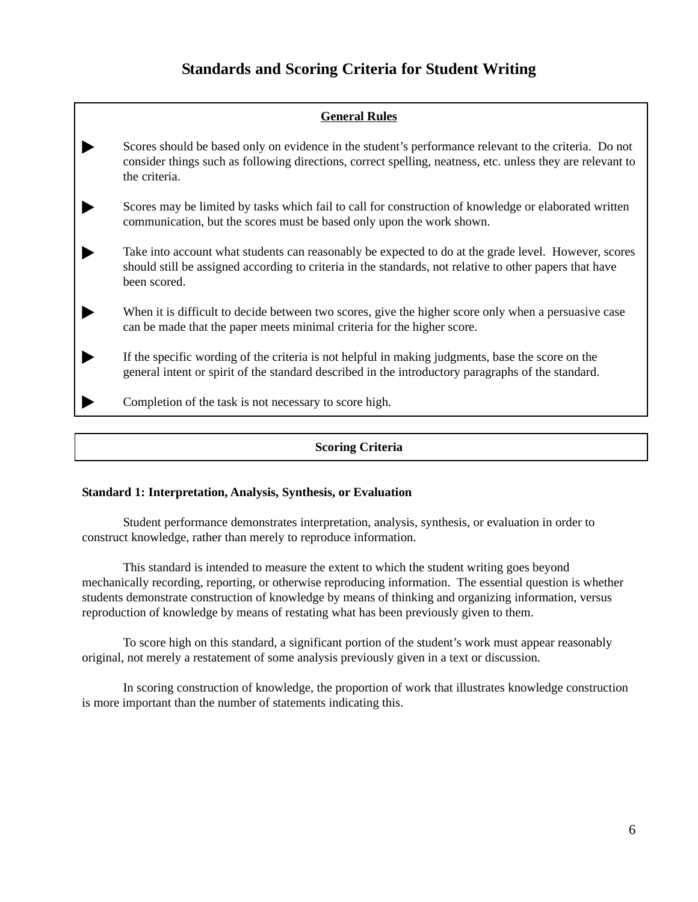# Standards and Scoring Criteria for Student Writing

**General Rules**

- Scores should be based only on evidence in the student's performance relevant to the criteria. Do not consider things such as following directions, correct spelling, neatness, etc. unless they are relevant to the criteria.

- Scores may be limited by tasks which fail to call for construction of knowledge or elaborated written communication, but the scores must be based only upon the work shown.

- Take into account what students can reasonably be expected to do at the grade level. However, scores should still be assigned according to criteria in the standards, not relative to other papers that have been scored.

- When it is difficult to decide between two scores, give the higher score only when a persuasive case can be made that the paper meets minimal criteria for the higher score.

- If the specific wording of the criteria is not helpful in making judgments, base the score on the general intent or spirit of the standard described in the introductory paragraphs of the standard.

- Completion of the task is not necessary to score high.

## Scoring Criteria

### Standard 1: Interpretation, Analysis, Synthesis, or Evaluation

Student performance demonstrates interpretation, analysis, synthesis, or evaluation in order to construct knowledge, rather than merely to reproduce information.

This standard is intended to measure the extent to which the student writing goes beyond mechanically recording, reporting, or otherwise reproducing information. The essential question is whether students demonstrate construction of knowledge by means of thinking and organizing information, versus reproduction of knowledge by means of restating what has been previously given to them.

To score high on this standard, a significant portion of the student's work must appear reasonably original, not merely a restatement of some analysis previously given in a text or discussion.

In scoring construction of knowledge, the proportion of work that illustrates knowledge construction is more important than the number of statements indicating this.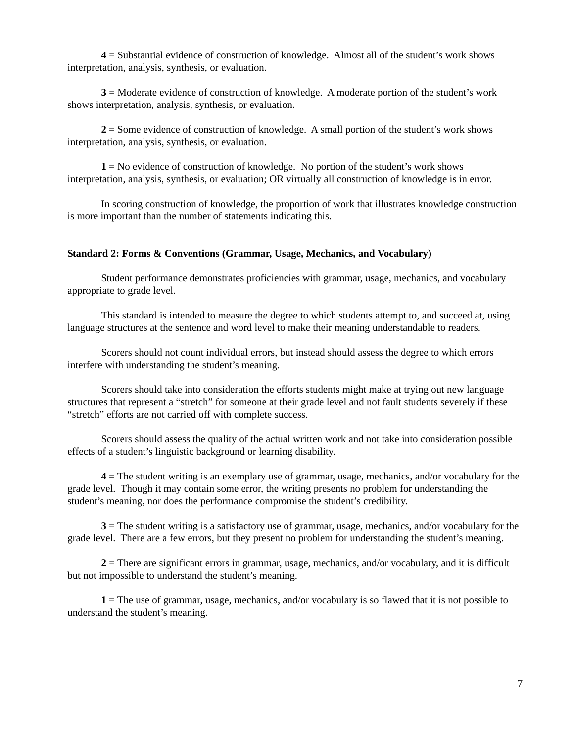**4** = Substantial evidence of construction of knowledge. Almost all of the student's work shows interpretation, analysis, synthesis, or evaluation.

**3** = Moderate evidence of construction of knowledge. A moderate portion of the student's work shows interpretation, analysis, synthesis, or evaluation.

**2** = Some evidence of construction of knowledge. A small portion of the student's work shows interpretation, analysis, synthesis, or evaluation.

**1** = No evidence of construction of knowledge. No portion of the student's work shows interpretation, analysis, synthesis, or evaluation; OR virtually all construction of knowledge is in error.

In scoring construction of knowledge, the proportion of work that illustrates knowledge construction is more important than the number of statements indicating this.

**Standard 2: Forms & Conventions (Grammar, Usage, Mechanics, and Vocabulary)**

Student performance demonstrates proficiencies with grammar, usage, mechanics, and vocabulary appropriate to grade level.

This standard is intended to measure the degree to which students attempt to, and succeed at, using language structures at the sentence and word level to make their meaning understandable to readers.

Scorers should not count individual errors, but instead should assess the degree to which errors interfere with understanding the student's meaning.

Scorers should take into consideration the efforts students might make at trying out new language structures that represent a "stretch" for someone at their grade level and not fault students severely if these "stretch" efforts are not carried off with complete success.

Scorers should assess the quality of the actual written work and not take into consideration possible effects of a student's linguistic background or learning disability.

**4** = The student writing is an exemplary use of grammar, usage, mechanics, and/or vocabulary for the grade level. Though it may contain some error, the writing presents no problem for understanding the student's meaning, nor does the performance compromise the student's credibility.

**3** = The student writing is a satisfactory use of grammar, usage, mechanics, and/or vocabulary for the grade level. There are a few errors, but they present no problem for understanding the student's meaning.

**2** = There are significant errors in grammar, usage, mechanics, and/or vocabulary, and it is difficult but not impossible to understand the student's meaning.

**1** = The use of grammar, usage, mechanics, and/or vocabulary is so flawed that it is not possible to understand the student's meaning.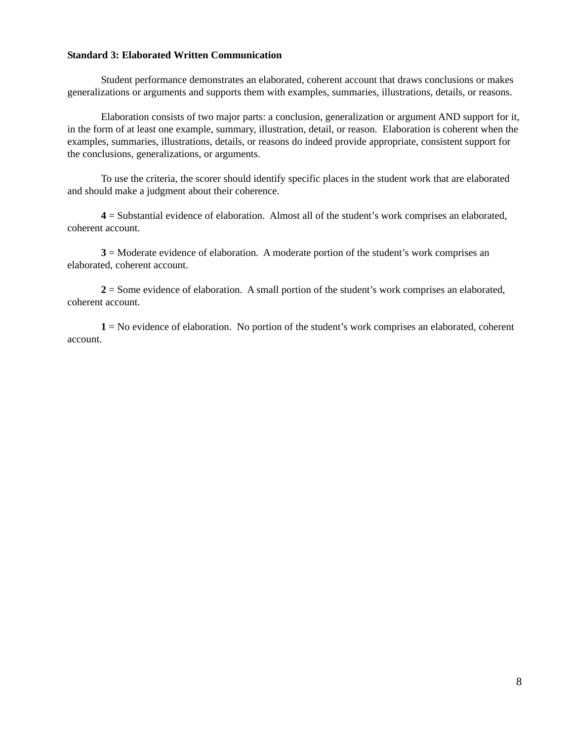**Standard 3: Elaborated Written Communication**

Student performance demonstrates an elaborated, coherent account that draws conclusions or makes generalizations or arguments and supports them with examples, summaries, illustrations, details, or reasons.

Elaboration consists of two major parts: a conclusion, generalization or argument AND support for it, in the form of at least one example, summary, illustration, detail, or reason. Elaboration is coherent when the examples, summaries, illustrations, details, or reasons do indeed provide appropriate, consistent support for the conclusions, generalizations, or arguments.

To use the criteria, the scorer should identify specific places in the student work that are elaborated and should make a judgment about their coherence.

**4** = Substantial evidence of elaboration. Almost all of the student's work comprises an elaborated, coherent account.

**3** = Moderate evidence of elaboration. A moderate portion of the student's work comprises an elaborated, coherent account.

**2** = Some evidence of elaboration. A small portion of the student's work comprises an elaborated, coherent account.

**1** = No evidence of elaboration. No portion of the student's work comprises an elaborated, coherent account.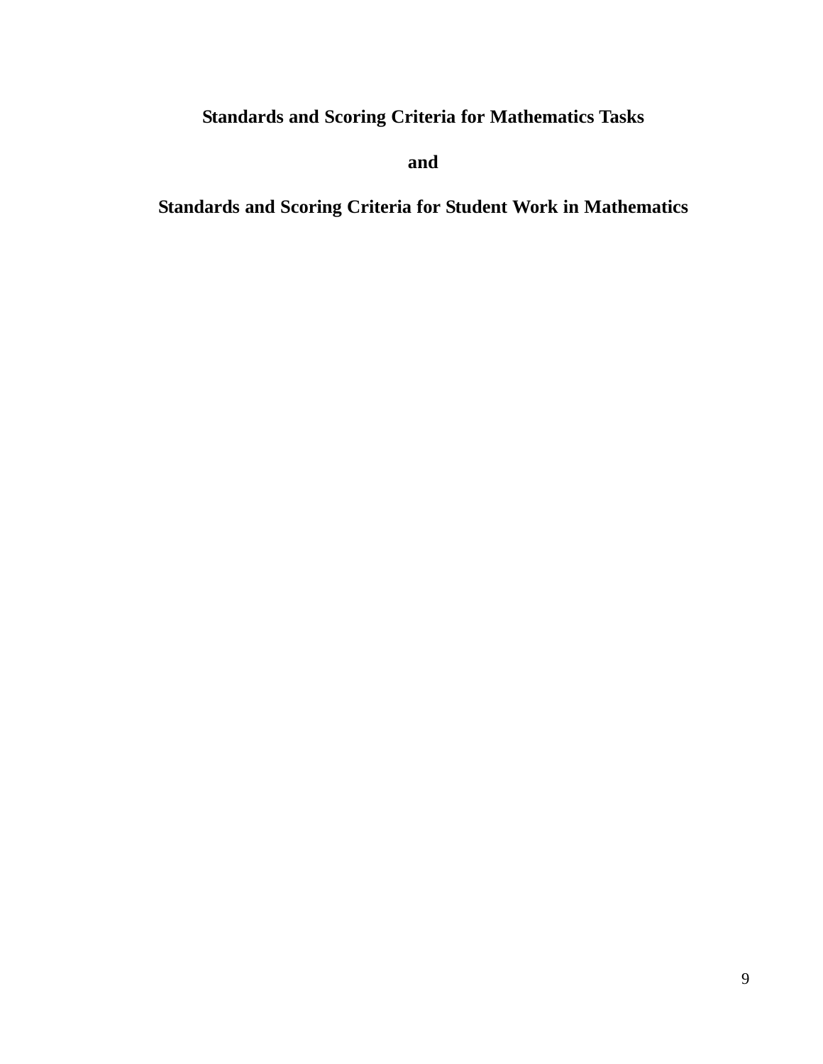# Standards and Scoring Criteria for Mathematics Tasks

# and

# Standards and Scoring Criteria for Student Work in Mathematics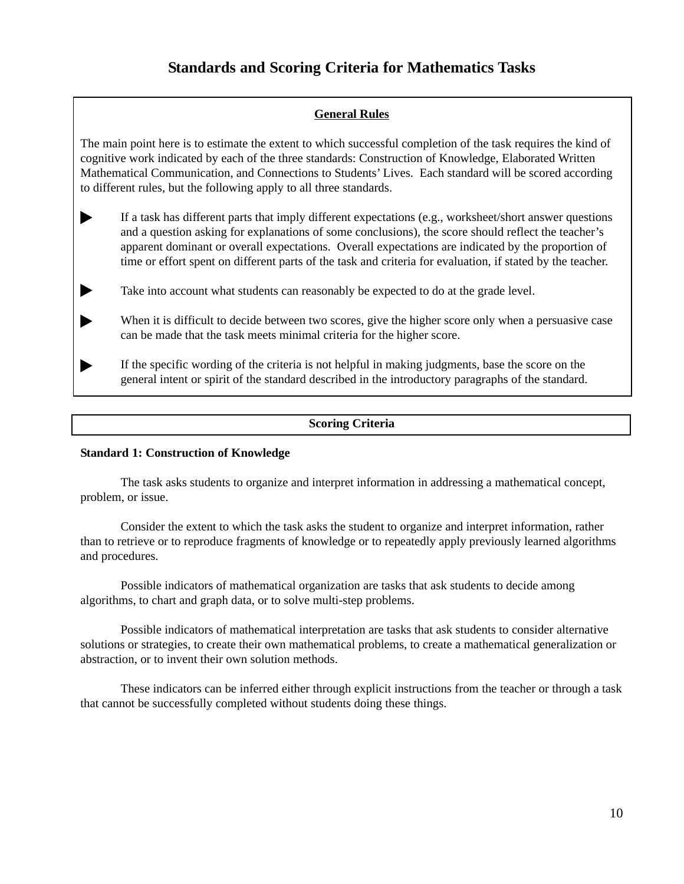# Standards and Scoring Criteria for Mathematics Tasks

## General Rules

The main point here is to estimate the extent to which successful completion of the task requires the kind of cognitive work indicated by each of the three standards: Construction of Knowledge, Elaborated Written Mathematical Communication, and Connections to Students' Lives. Each standard will be scored according to different rules, but the following apply to all three standards.

- If a task has different parts that imply different expectations (e.g., worksheet/short answer questions and a question asking for explanations of some conclusions), the score should reflect the teacher's apparent dominant or overall expectations. Overall expectations are indicated by the proportion of time or effort spent on different parts of the task and criteria for evaluation, if stated by the teacher.

- Take into account what students can reasonably be expected to do at the grade level.

- When it is difficult to decide between two scores, give the higher score only when a persuasive case can be made that the task meets minimal criteria for the higher score.

- If the specific wording of the criteria is not helpful in making judgments, base the score on the general intent or spirit of the standard described in the introductory paragraphs of the standard.

## Scoring Criteria

### Standard 1: Construction of Knowledge

The task asks students to organize and interpret information in addressing a mathematical concept, problem, or issue.

Consider the extent to which the task asks the student to organize and interpret information, rather than to retrieve or to reproduce fragments of knowledge or to repeatedly apply previously learned algorithms and procedures.

Possible indicators of mathematical organization are tasks that ask students to decide among algorithms, to chart and graph data, or to solve multi-step problems.

Possible indicators of mathematical interpretation are tasks that ask students to consider alternative solutions or strategies, to create their own mathematical problems, to create a mathematical generalization or abstraction, or to invent their own solution methods.

These indicators can be inferred either through explicit instructions from the teacher or through a task that cannot be successfully completed without students doing these things.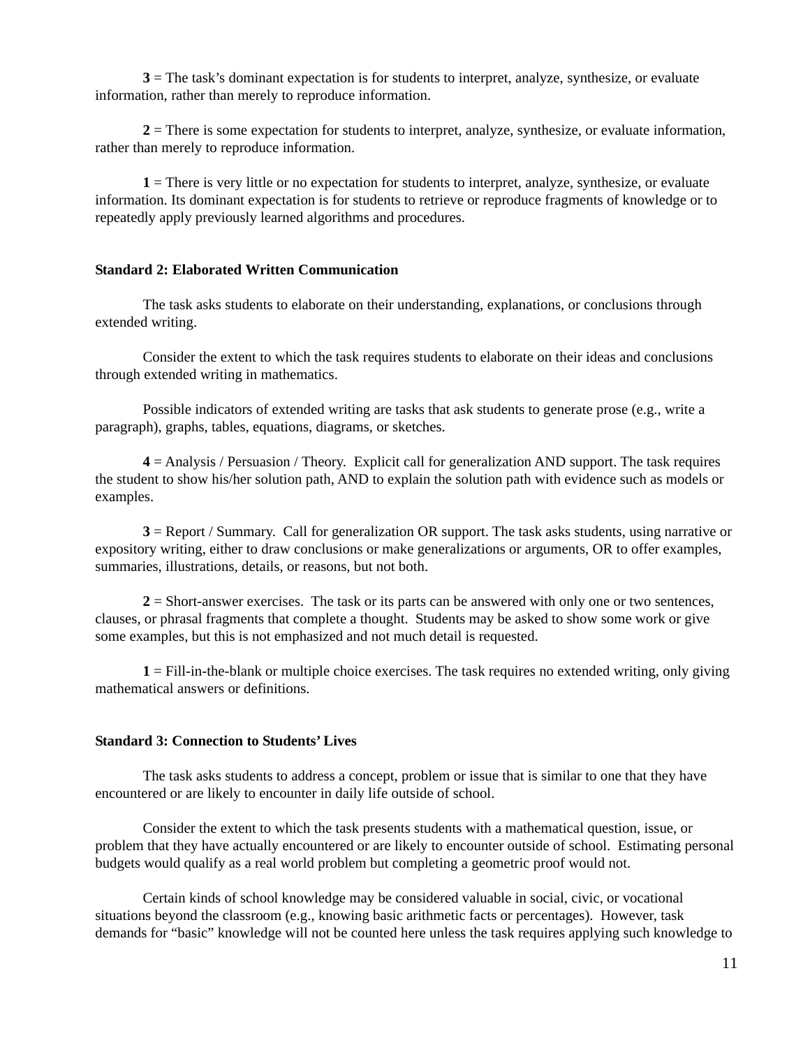**3** = The task's dominant expectation is for students to interpret, analyze, synthesize, or evaluate information, rather than merely to reproduce information.

**2** = There is some expectation for students to interpret, analyze, synthesize, or evaluate information, rather than merely to reproduce information.

**1** = There is very little or no expectation for students to interpret, analyze, synthesize, or evaluate information. Its dominant expectation is for students to retrieve or reproduce fragments of knowledge or to repeatedly apply previously learned algorithms and procedures.

### Standard 2: Elaborated Written Communication

The task asks students to elaborate on their understanding, explanations, or conclusions through extended writing.

Consider the extent to which the task requires students to elaborate on their ideas and conclusions through extended writing in mathematics.

Possible indicators of extended writing are tasks that ask students to generate prose (e.g., write a paragraph), graphs, tables, equations, diagrams, or sketches.

**4** = Analysis / Persuasion / Theory. Explicit call for generalization AND support. The task requires the student to show his/her solution path, AND to explain the solution path with evidence such as models or examples.

**3** = Report / Summary. Call for generalization OR support. The task asks students, using narrative or expository writing, either to draw conclusions or make generalizations or arguments, OR to offer examples, summaries, illustrations, details, or reasons, but not both.

**2** = Short-answer exercises. The task or its parts can be answered with only one or two sentences, clauses, or phrasal fragments that complete a thought. Students may be asked to show some work or give some examples, but this is not emphasized and not much detail is requested.

**1** = Fill-in-the-blank or multiple choice exercises. The task requires no extended writing, only giving mathematical answers or definitions.

### Standard 3: Connection to Students' Lives

The task asks students to address a concept, problem or issue that is similar to one that they have encountered or are likely to encounter in daily life outside of school.

Consider the extent to which the task presents students with a mathematical question, issue, or problem that they have actually encountered or are likely to encounter outside of school. Estimating personal budgets would qualify as a real world problem but completing a geometric proof would not.

Certain kinds of school knowledge may be considered valuable in social, civic, or vocational situations beyond the classroom (e.g., knowing basic arithmetic facts or percentages). However, task demands for "basic" knowledge will not be counted here unless the task requires applying such knowledge to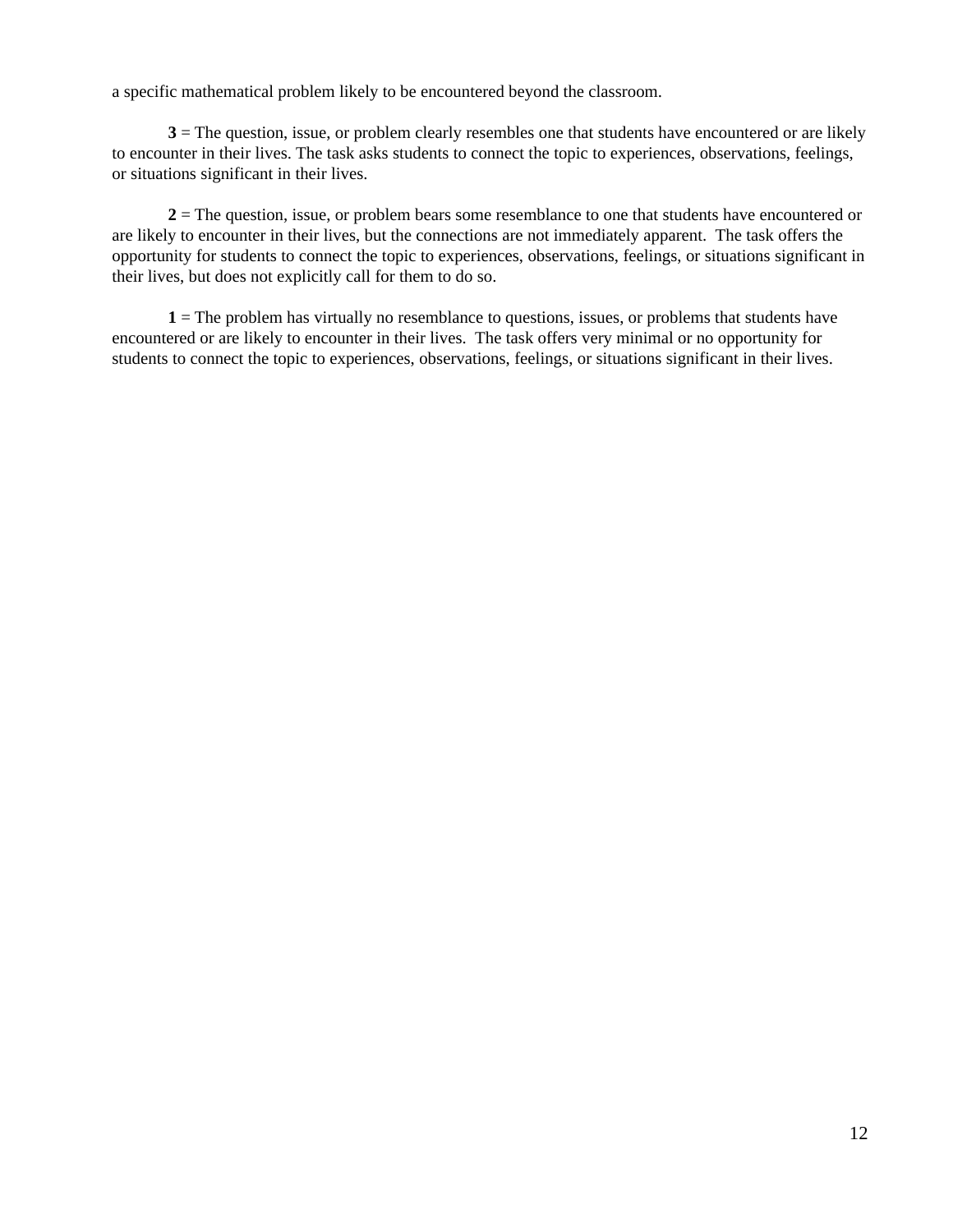a specific mathematical problem likely to be encountered beyond the classroom.

**3** = The question, issue, or problem clearly resembles one that students have encountered or are likely to encounter in their lives. The task asks students to connect the topic to experiences, observations, feelings, or situations significant in their lives.

**2** = The question, issue, or problem bears some resemblance to one that students have encountered or are likely to encounter in their lives, but the connections are not immediately apparent. The task offers the opportunity for students to connect the topic to experiences, observations, feelings, or situations significant in their lives, but does not explicitly call for them to do so.

**1** = The problem has virtually no resemblance to questions, issues, or problems that students have encountered or are likely to encounter in their lives. The task offers very minimal or no opportunity for students to connect the topic to experiences, observations, feelings, or situations significant in their lives.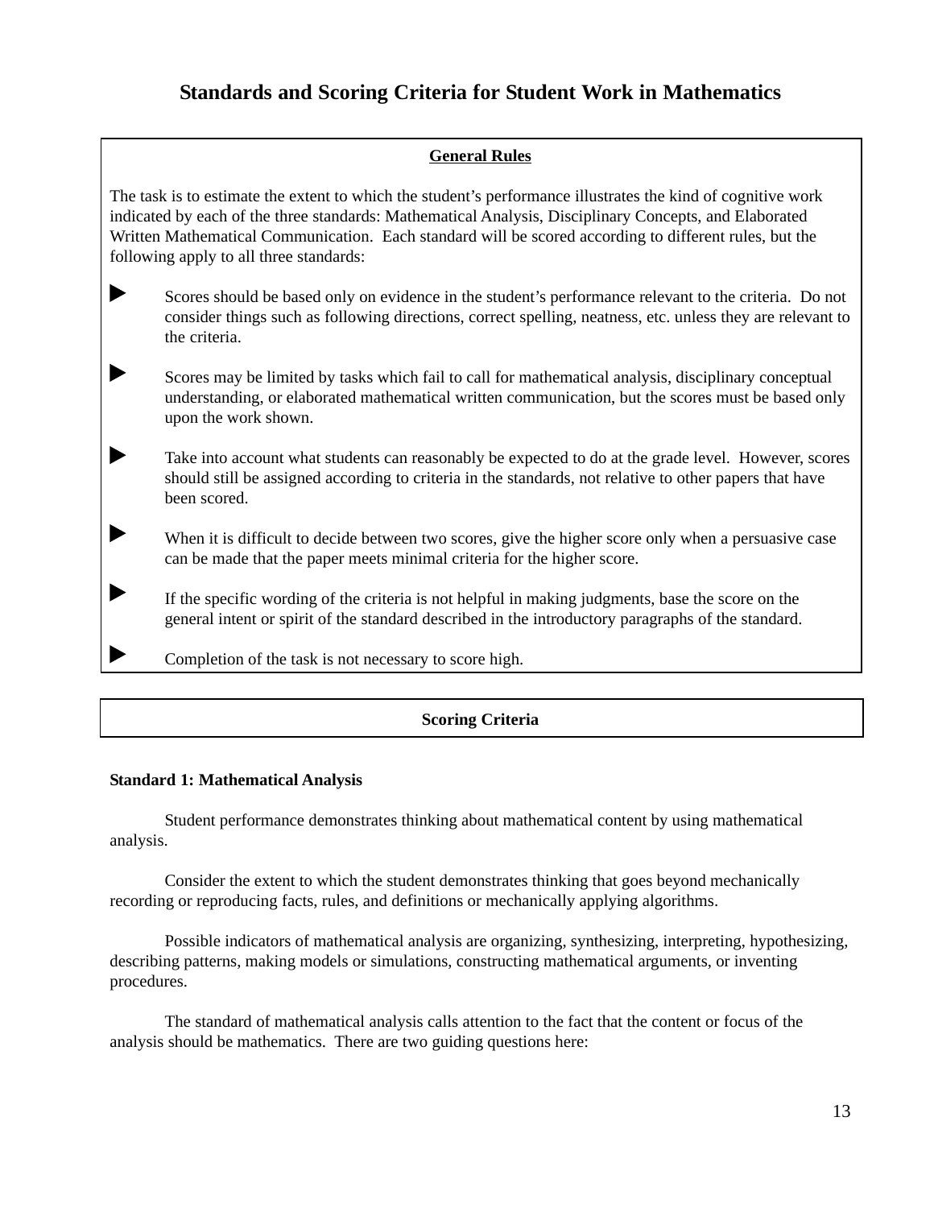# Standards and Scoring Criteria for Student Work in Mathematics

## General Rules

The task is to estimate the extent to which the student's performance illustrates the kind of cognitive work indicated by each of the three standards: Mathematical Analysis, Disciplinary Concepts, and Elaborated Written Mathematical Communication. Each standard will be scored according to different rules, but the following apply to all three standards:

- Scores should be based only on evidence in the student's performance relevant to the criteria. Do not consider things such as following directions, correct spelling, neatness, etc. unless they are relevant to the criteria.
- Scores may be limited by tasks which fail to call for mathematical analysis, disciplinary conceptual understanding, or elaborated mathematical written communication, but the scores must be based only upon the work shown.
- Take into account what students can reasonably be expected to do at the grade level. However, scores should still be assigned according to criteria in the standards, not relative to other papers that have been scored.
- When it is difficult to decide between two scores, give the higher score only when a persuasive case can be made that the paper meets minimal criteria for the higher score.
- If the specific wording of the criteria is not helpful in making judgments, base the score on the general intent or spirit of the standard described in the introductory paragraphs of the standard.
- Completion of the task is not necessary to score high.

## Scoring Criteria

### Standard 1: Mathematical Analysis

Student performance demonstrates thinking about mathematical content by using mathematical analysis.

Consider the extent to which the student demonstrates thinking that goes beyond mechanically recording or reproducing facts, rules, and definitions or mechanically applying algorithms.

Possible indicators of mathematical analysis are organizing, synthesizing, interpreting, hypothesizing, describing patterns, making models or simulations, constructing mathematical arguments, or inventing procedures.

The standard of mathematical analysis calls attention to the fact that the content or focus of the analysis should be mathematics. There are two guiding questions here: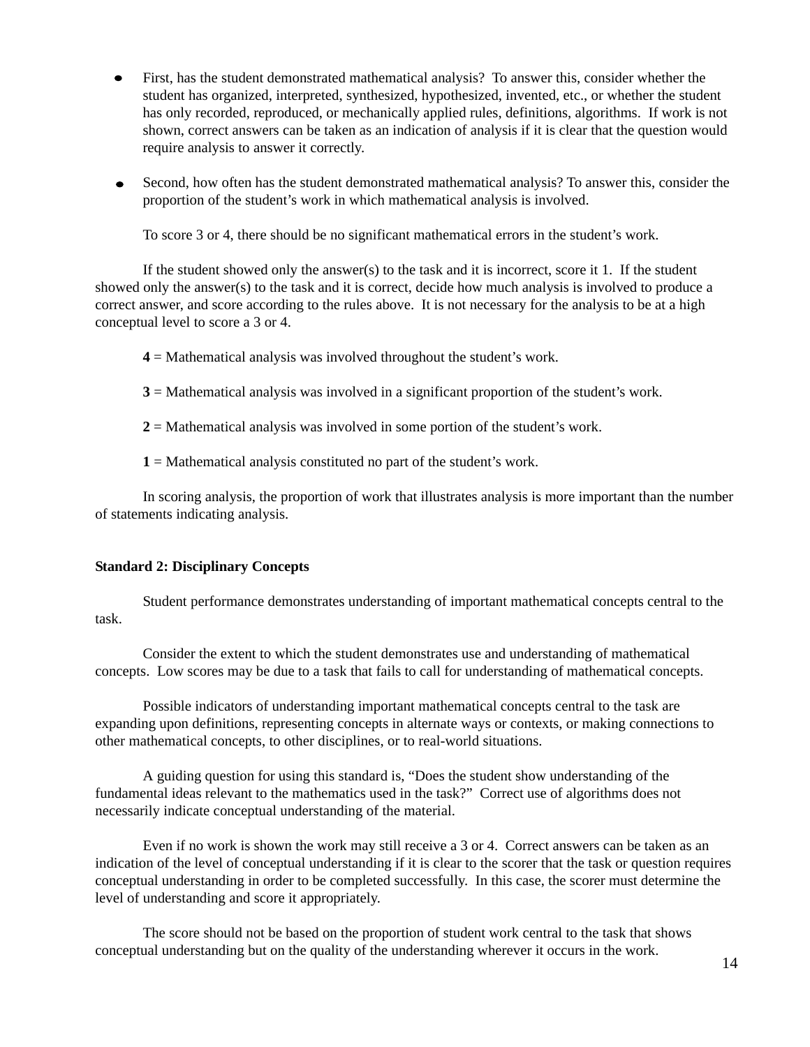- First, has the student demonstrated mathematical analysis? To answer this, consider whether the student has organized, interpreted, synthesized, hypothesized, invented, etc., or whether the student has only recorded, reproduced, or mechanically applied rules, definitions, algorithms. If work is not shown, correct answers can be taken as an indication of analysis if it is clear that the question would require analysis to answer it correctly.

- Second, how often has the student demonstrated mathematical analysis? To answer this, consider the proportion of the student's work in which mathematical analysis is involved.

  To score 3 or 4, there should be no significant mathematical errors in the student's work.

If the student showed only the answer(s) to the task and it is incorrect, score it 1. If the student showed only the answer(s) to the task and it is correct, decide how much analysis is involved to produce a correct answer, and score according to the rules above. It is not necessary for the analysis to be at a high conceptual level to score a 3 or 4.

**4** = Mathematical analysis was involved throughout the student's work.

**3** = Mathematical analysis was involved in a significant proportion of the student's work.

**2** = Mathematical analysis was involved in some portion of the student's work.

**1** = Mathematical analysis constituted no part of the student's work.

In scoring analysis, the proportion of work that illustrates analysis is more important than the number of statements indicating analysis.

**Standard 2: Disciplinary Concepts**

Student performance demonstrates understanding of important mathematical concepts central to the task.

Consider the extent to which the student demonstrates use and understanding of mathematical concepts. Low scores may be due to a task that fails to call for understanding of mathematical concepts.

Possible indicators of understanding important mathematical concepts central to the task are expanding upon definitions, representing concepts in alternate ways or contexts, or making connections to other mathematical concepts, to other disciplines, or to real-world situations.

A guiding question for using this standard is, "Does the student show understanding of the fundamental ideas relevant to the mathematics used in the task?" Correct use of algorithms does not necessarily indicate conceptual understanding of the material.

Even if no work is shown the work may still receive a 3 or 4. Correct answers can be taken as an indication of the level of conceptual understanding if it is clear to the scorer that the task or question requires conceptual understanding in order to be completed successfully. In this case, the scorer must determine the level of understanding and score it appropriately.

The score should not be based on the proportion of student work central to the task that shows conceptual understanding but on the quality of the understanding wherever it occurs in the work.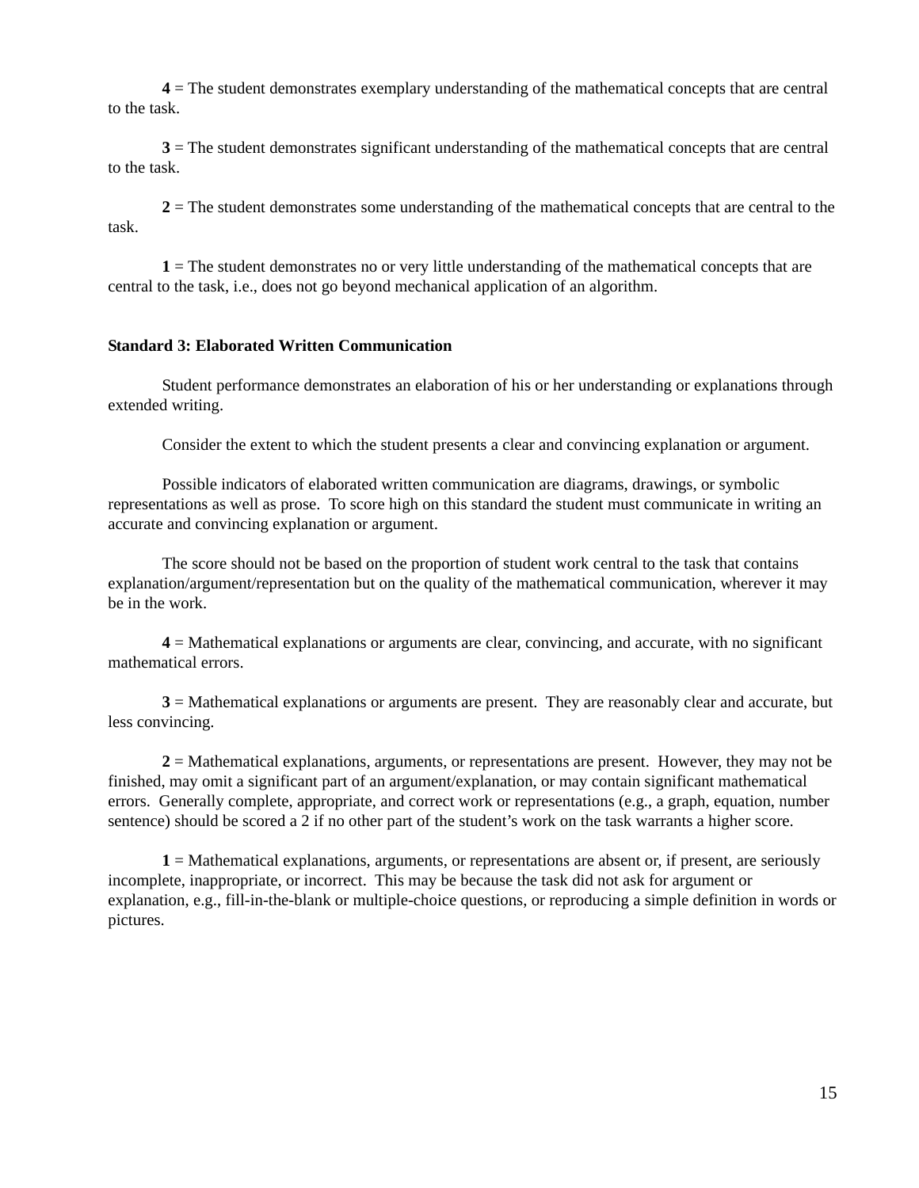**4** = The student demonstrates exemplary understanding of the mathematical concepts that are central to the task.

**3** = The student demonstrates significant understanding of the mathematical concepts that are central to the task.

**2** = The student demonstrates some understanding of the mathematical concepts that are central to the task.

**1** = The student demonstrates no or very little understanding of the mathematical concepts that are central to the task, i.e., does not go beyond mechanical application of an algorithm.

**Standard 3: Elaborated Written Communication**

Student performance demonstrates an elaboration of his or her understanding or explanations through extended writing.

Consider the extent to which the student presents a clear and convincing explanation or argument.

Possible indicators of elaborated written communication are diagrams, drawings, or symbolic representations as well as prose. To score high on this standard the student must communicate in writing an accurate and convincing explanation or argument.

The score should not be based on the proportion of student work central to the task that contains explanation/argument/representation but on the quality of the mathematical communication, wherever it may be in the work.

**4** = Mathematical explanations or arguments are clear, convincing, and accurate, with no significant mathematical errors.

**3** = Mathematical explanations or arguments are present. They are reasonably clear and accurate, but less convincing.

**2** = Mathematical explanations, arguments, or representations are present. However, they may not be finished, may omit a significant part of an argument/explanation, or may contain significant mathematical errors. Generally complete, appropriate, and correct work or representations (e.g., a graph, equation, number sentence) should be scored a 2 if no other part of the student's work on the task warrants a higher score.

**1** = Mathematical explanations, arguments, or representations are absent or, if present, are seriously incomplete, inappropriate, or incorrect. This may be because the task did not ask for argument or explanation, e.g., fill-in-the-blank or multiple-choice questions, or reproducing a simple definition in words or pictures.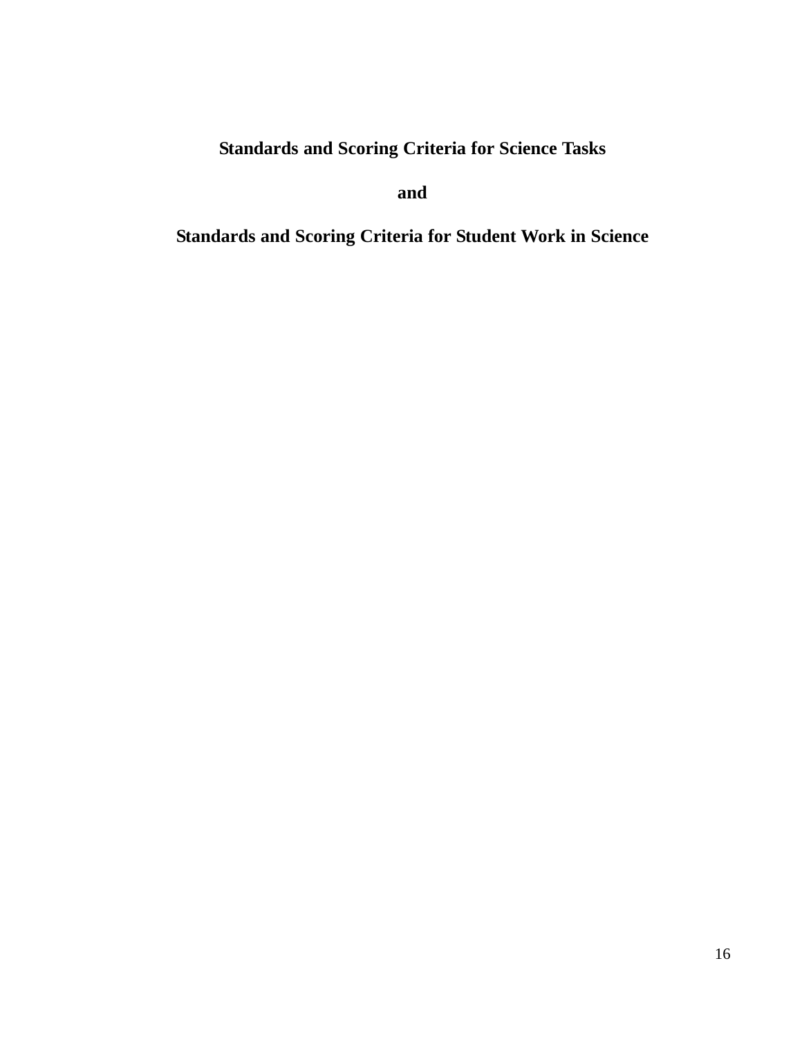# Standards and Scoring Criteria for Science Tasks

# and

# Standards and Scoring Criteria for Student Work in Science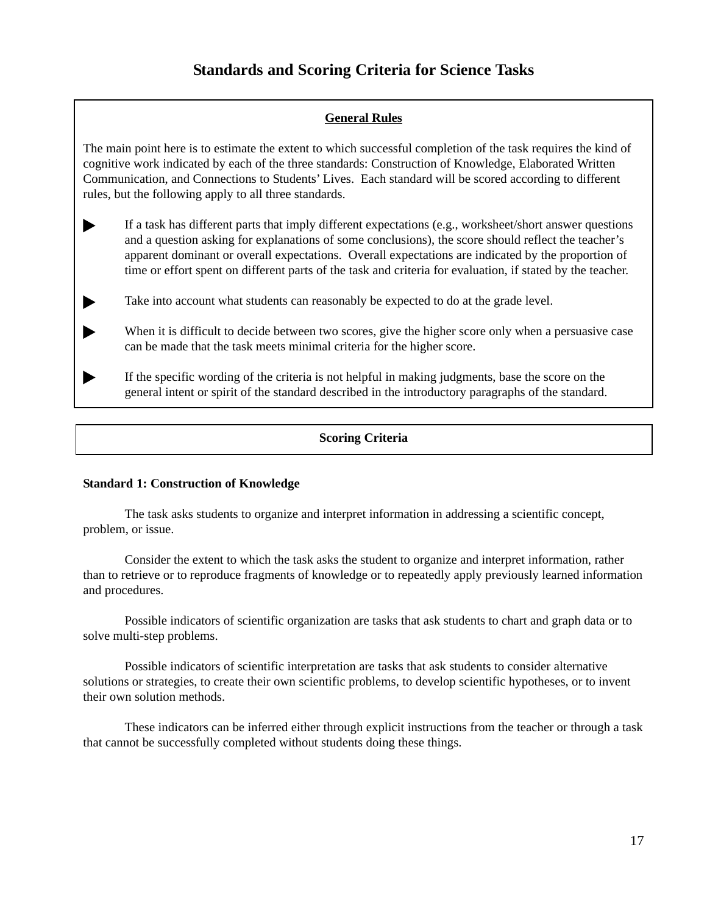# Standards and Scoring Criteria for Science Tasks

**General Rules**

The main point here is to estimate the extent to which successful completion of the task requires the kind of cognitive work indicated by each of the three standards: Construction of Knowledge, Elaborated Written Communication, and Connections to Students' Lives. Each standard will be scored according to different rules, but the following apply to all three standards.

- If a task has different parts that imply different expectations (e.g., worksheet/short answer questions and a question asking for explanations of some conclusions), the score should reflect the teacher's apparent dominant or overall expectations. Overall expectations are indicated by the proportion of time or effort spent on different parts of the task and criteria for evaluation, if stated by the teacher.
- Take into account what students can reasonably be expected to do at the grade level.
- When it is difficult to decide between two scores, give the higher score only when a persuasive case can be made that the task meets minimal criteria for the higher score.
- If the specific wording of the criteria is not helpful in making judgments, base the score on the general intent or spirit of the standard described in the introductory paragraphs of the standard.

**Scoring Criteria**

**Standard 1: Construction of Knowledge**

The task asks students to organize and interpret information in addressing a scientific concept, problem, or issue.

Consider the extent to which the task asks the student to organize and interpret information, rather than to retrieve or to reproduce fragments of knowledge or to repeatedly apply previously learned information and procedures.

Possible indicators of scientific organization are tasks that ask students to chart and graph data or to solve multi-step problems.

Possible indicators of scientific interpretation are tasks that ask students to consider alternative solutions or strategies, to create their own scientific problems, to develop scientific hypotheses, or to invent their own solution methods.

These indicators can be inferred either through explicit instructions from the teacher or through a task that cannot be successfully completed without students doing these things.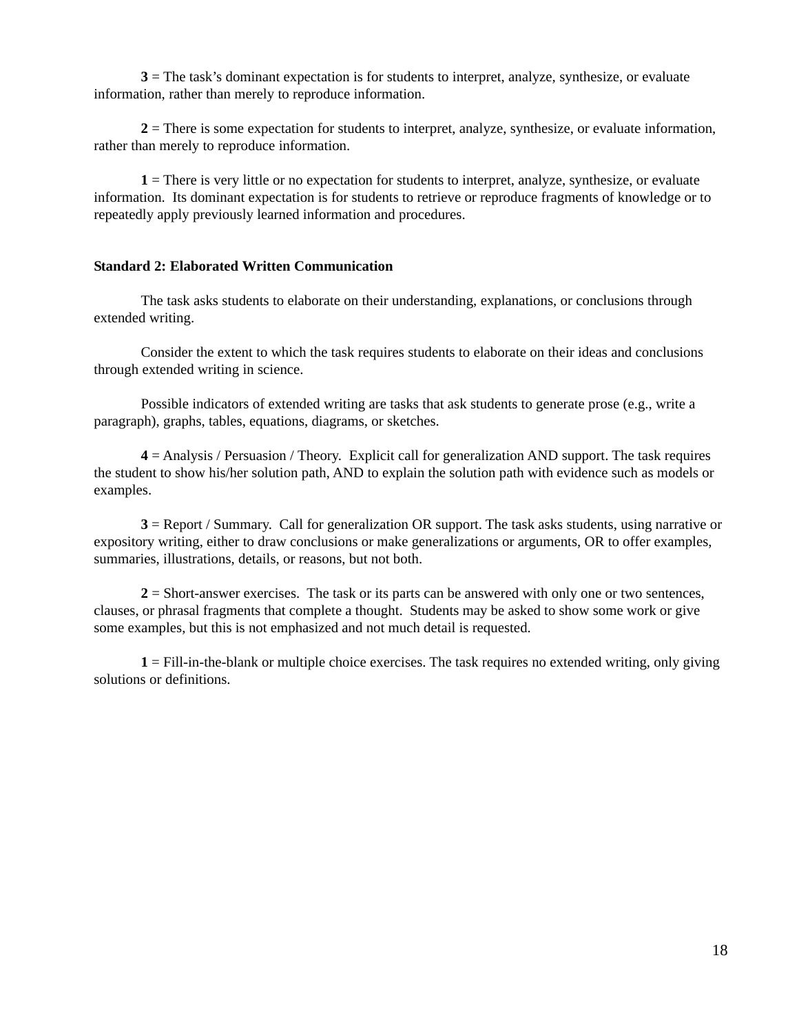**3** = The task's dominant expectation is for students to interpret, analyze, synthesize, or evaluate information, rather than merely to reproduce information.

**2** = There is some expectation for students to interpret, analyze, synthesize, or evaluate information, rather than merely to reproduce information.

**1** = There is very little or no expectation for students to interpret, analyze, synthesize, or evaluate information. Its dominant expectation is for students to retrieve or reproduce fragments of knowledge or to repeatedly apply previously learned information and procedures.

**Standard 2: Elaborated Written Communication**

The task asks students to elaborate on their understanding, explanations, or conclusions through extended writing.

Consider the extent to which the task requires students to elaborate on their ideas and conclusions through extended writing in science.

Possible indicators of extended writing are tasks that ask students to generate prose (e.g., write a paragraph), graphs, tables, equations, diagrams, or sketches.

**4** = Analysis / Persuasion / Theory. Explicit call for generalization AND support. The task requires the student to show his/her solution path, AND to explain the solution path with evidence such as models or examples.

**3** = Report / Summary. Call for generalization OR support. The task asks students, using narrative or expository writing, either to draw conclusions or make generalizations or arguments, OR to offer examples, summaries, illustrations, details, or reasons, but not both.

**2** = Short-answer exercises. The task or its parts can be answered with only one or two sentences, clauses, or phrasal fragments that complete a thought. Students may be asked to show some work or give some examples, but this is not emphasized and not much detail is requested.

**1** = Fill-in-the-blank or multiple choice exercises. The task requires no extended writing, only giving solutions or definitions.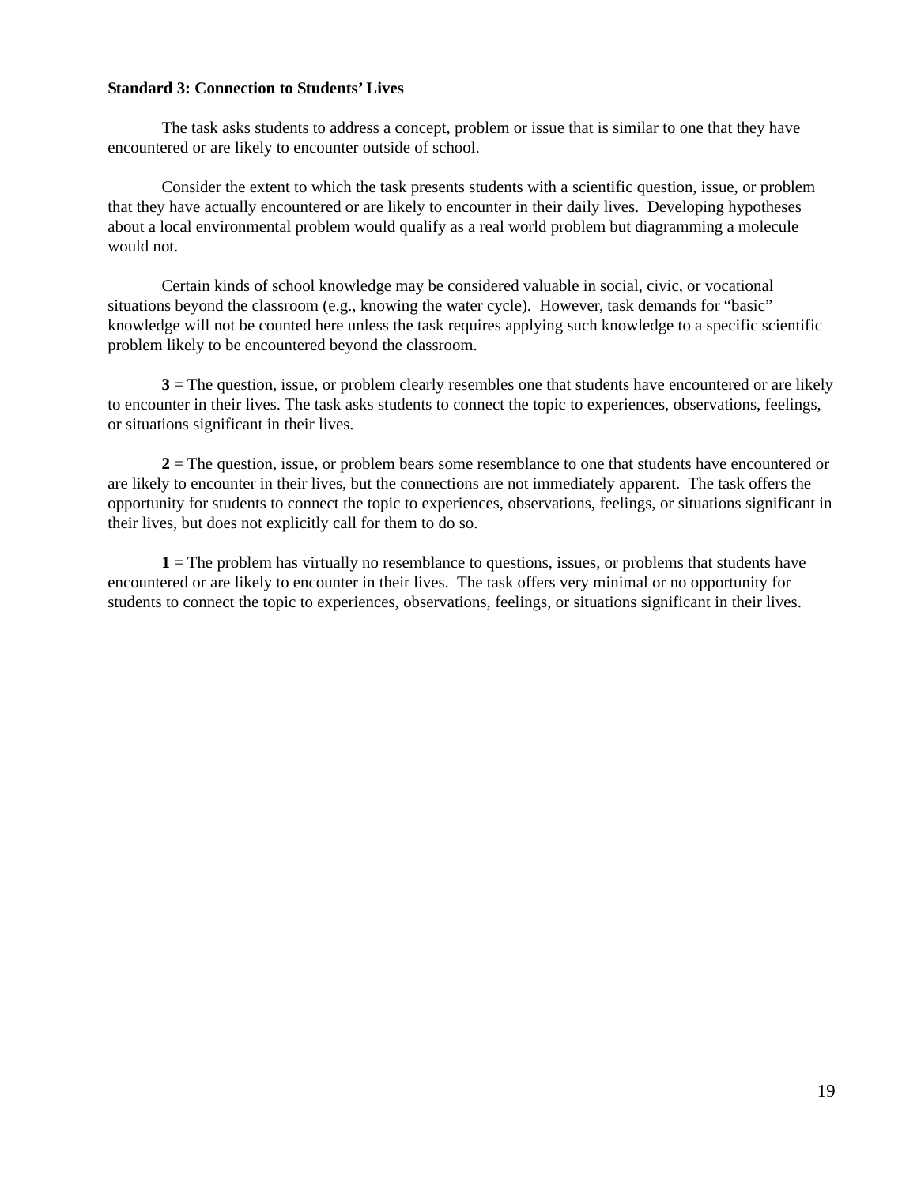**Standard 3: Connection to Students' Lives**

The task asks students to address a concept, problem or issue that is similar to one that they have encountered or are likely to encounter outside of school.

Consider the extent to which the task presents students with a scientific question, issue, or problem that they have actually encountered or are likely to encounter in their daily lives. Developing hypotheses about a local environmental problem would qualify as a real world problem but diagramming a molecule would not.

Certain kinds of school knowledge may be considered valuable in social, civic, or vocational situations beyond the classroom (e.g., knowing the water cycle). However, task demands for "basic" knowledge will not be counted here unless the task requires applying such knowledge to a specific scientific problem likely to be encountered beyond the classroom.

**3** = The question, issue, or problem clearly resembles one that students have encountered or are likely to encounter in their lives. The task asks students to connect the topic to experiences, observations, feelings, or situations significant in their lives.

**2** = The question, issue, or problem bears some resemblance to one that students have encountered or are likely to encounter in their lives, but the connections are not immediately apparent. The task offers the opportunity for students to connect the topic to experiences, observations, feelings, or situations significant in their lives, but does not explicitly call for them to do so.

**1** = The problem has virtually no resemblance to questions, issues, or problems that students have encountered or are likely to encounter in their lives. The task offers very minimal or no opportunity for students to connect the topic to experiences, observations, feelings, or situations significant in their lives.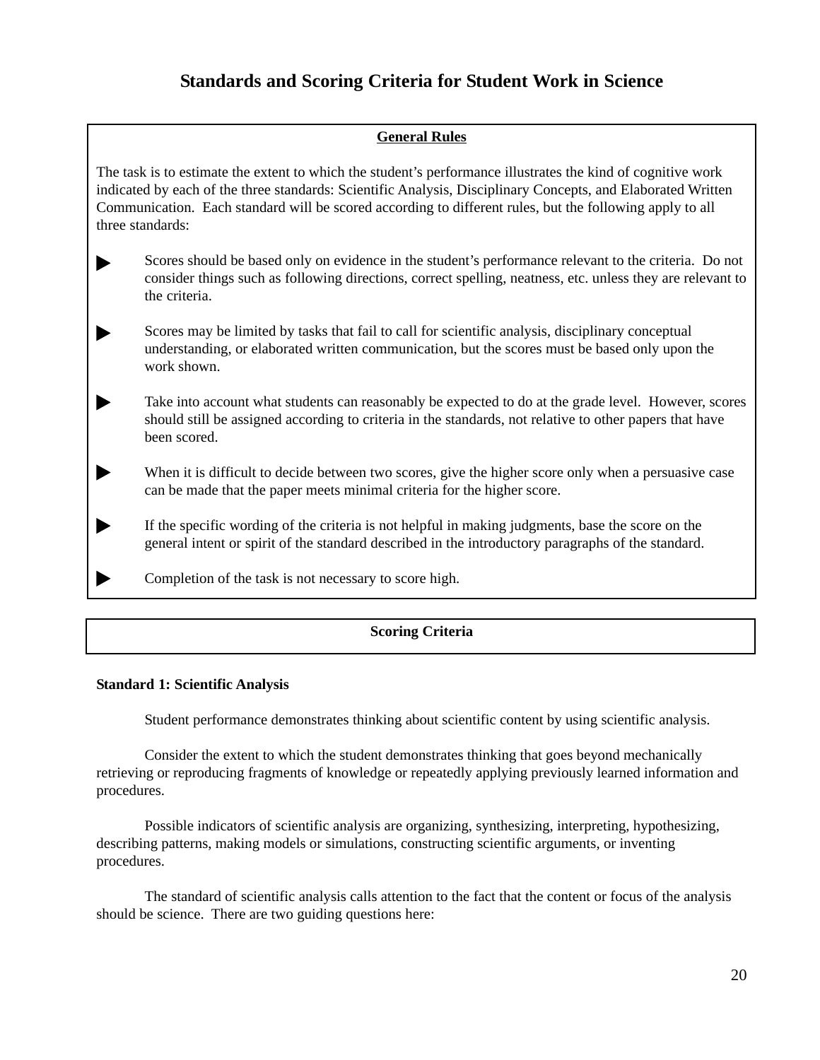# Standards and Scoring Criteria for Student Work in Science

## General Rules

The task is to estimate the extent to which the student's performance illustrates the kind of cognitive work indicated by each of the three standards: Scientific Analysis, Disciplinary Concepts, and Elaborated Written Communication. Each standard will be scored according to different rules, but the following apply to all three standards:

- Scores should be based only on evidence in the student's performance relevant to the criteria. Do not consider things such as following directions, correct spelling, neatness, etc. unless they are relevant to the criteria.
- Scores may be limited by tasks that fail to call for scientific analysis, disciplinary conceptual understanding, or elaborated written communication, but the scores must be based only upon the work shown.
- Take into account what students can reasonably be expected to do at the grade level. However, scores should still be assigned according to criteria in the standards, not relative to other papers that have been scored.
- When it is difficult to decide between two scores, give the higher score only when a persuasive case can be made that the paper meets minimal criteria for the higher score.
- If the specific wording of the criteria is not helpful in making judgments, base the score on the general intent or spirit of the standard described in the introductory paragraphs of the standard.
- Completion of the task is not necessary to score high.

## Scoring Criteria

**Standard 1: Scientific Analysis**

Student performance demonstrates thinking about scientific content by using scientific analysis.

Consider the extent to which the student demonstrates thinking that goes beyond mechanically retrieving or reproducing fragments of knowledge or repeatedly applying previously learned information and procedures.

Possible indicators of scientific analysis are organizing, synthesizing, interpreting, hypothesizing, describing patterns, making models or simulations, constructing scientific arguments, or inventing procedures.

The standard of scientific analysis calls attention to the fact that the content or focus of the analysis should be science. There are two guiding questions here: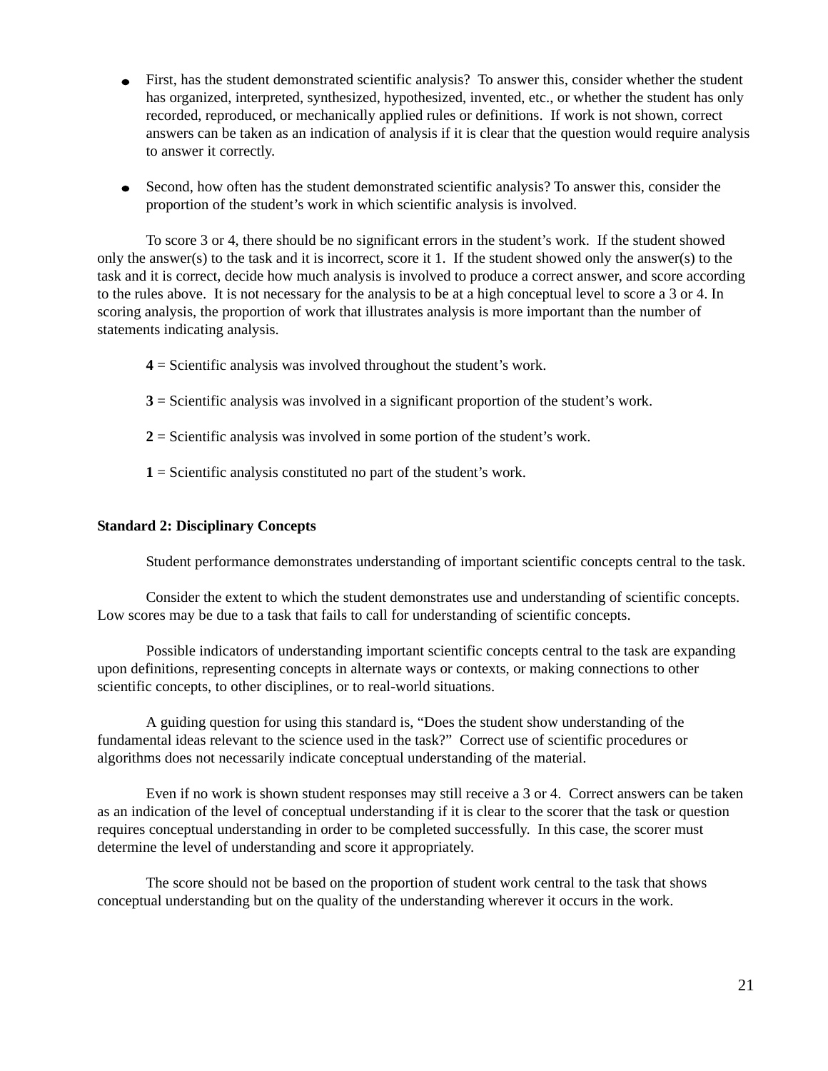- First, has the student demonstrated scientific analysis? To answer this, consider whether the student has organized, interpreted, synthesized, hypothesized, invented, etc., or whether the student has only recorded, reproduced, or mechanically applied rules or definitions. If work is not shown, correct answers can be taken as an indication of analysis if it is clear that the question would require analysis to answer it correctly.

- Second, how often has the student demonstrated scientific analysis? To answer this, consider the proportion of the student's work in which scientific analysis is involved.

To score 3 or 4, there should be no significant errors in the student's work. If the student showed only the answer(s) to the task and it is incorrect, score it 1. If the student showed only the answer(s) to the task and it is correct, decide how much analysis is involved to produce a correct answer, and score according to the rules above. It is not necessary for the analysis to be at a high conceptual level to score a 3 or 4. In scoring analysis, the proportion of work that illustrates analysis is more important than the number of statements indicating analysis.

**4** = Scientific analysis was involved throughout the student's work.

**3** = Scientific analysis was involved in a significant proportion of the student's work.

**2** = Scientific analysis was involved in some portion of the student's work.

**1** = Scientific analysis constituted no part of the student's work.

**Standard 2: Disciplinary Concepts**

Student performance demonstrates understanding of important scientific concepts central to the task.

Consider the extent to which the student demonstrates use and understanding of scientific concepts. Low scores may be due to a task that fails to call for understanding of scientific concepts.

Possible indicators of understanding important scientific concepts central to the task are expanding upon definitions, representing concepts in alternate ways or contexts, or making connections to other scientific concepts, to other disciplines, or to real-world situations.

A guiding question for using this standard is, "Does the student show understanding of the fundamental ideas relevant to the science used in the task?" Correct use of scientific procedures or algorithms does not necessarily indicate conceptual understanding of the material.

Even if no work is shown student responses may still receive a 3 or 4. Correct answers can be taken as an indication of the level of conceptual understanding if it is clear to the scorer that the task or question requires conceptual understanding in order to be completed successfully. In this case, the scorer must determine the level of understanding and score it appropriately.

The score should not be based on the proportion of student work central to the task that shows conceptual understanding but on the quality of the understanding wherever it occurs in the work.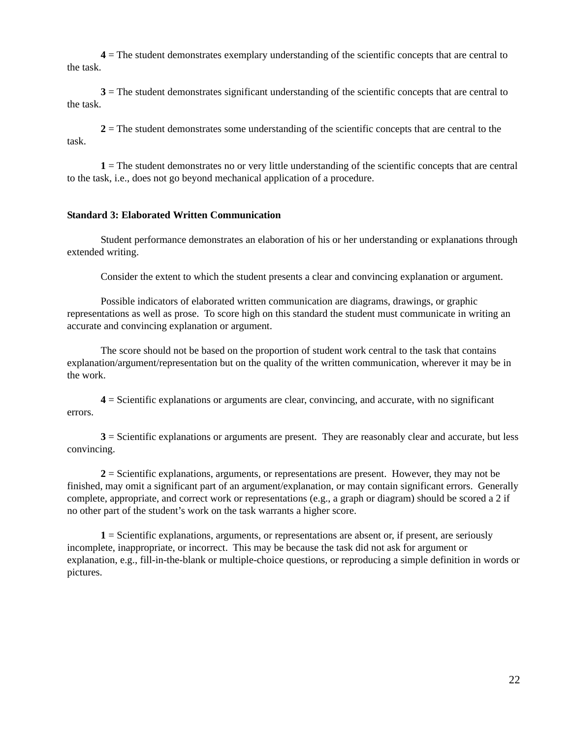**4** = The student demonstrates exemplary understanding of the scientific concepts that are central to the task.

**3** = The student demonstrates significant understanding of the scientific concepts that are central to the task.

**2** = The student demonstrates some understanding of the scientific concepts that are central to the task.

**1** = The student demonstrates no or very little understanding of the scientific concepts that are central to the task, i.e., does not go beyond mechanical application of a procedure.

**Standard 3: Elaborated Written Communication**

Student performance demonstrates an elaboration of his or her understanding or explanations through extended writing.

Consider the extent to which the student presents a clear and convincing explanation or argument.

Possible indicators of elaborated written communication are diagrams, drawings, or graphic representations as well as prose. To score high on this standard the student must communicate in writing an accurate and convincing explanation or argument.

The score should not be based on the proportion of student work central to the task that contains explanation/argument/representation but on the quality of the written communication, wherever it may be in the work.

**4** = Scientific explanations or arguments are clear, convincing, and accurate, with no significant errors.

**3** = Scientific explanations or arguments are present. They are reasonably clear and accurate, but less convincing.

**2** = Scientific explanations, arguments, or representations are present. However, they may not be finished, may omit a significant part of an argument/explanation, or may contain significant errors. Generally complete, appropriate, and correct work or representations (e.g., a graph or diagram) should be scored a 2 if no other part of the student's work on the task warrants a higher score.

**1** = Scientific explanations, arguments, or representations are absent or, if present, are seriously incomplete, inappropriate, or incorrect. This may be because the task did not ask for argument or explanation, e.g., fill-in-the-blank or multiple-choice questions, or reproducing a simple definition in words or pictures.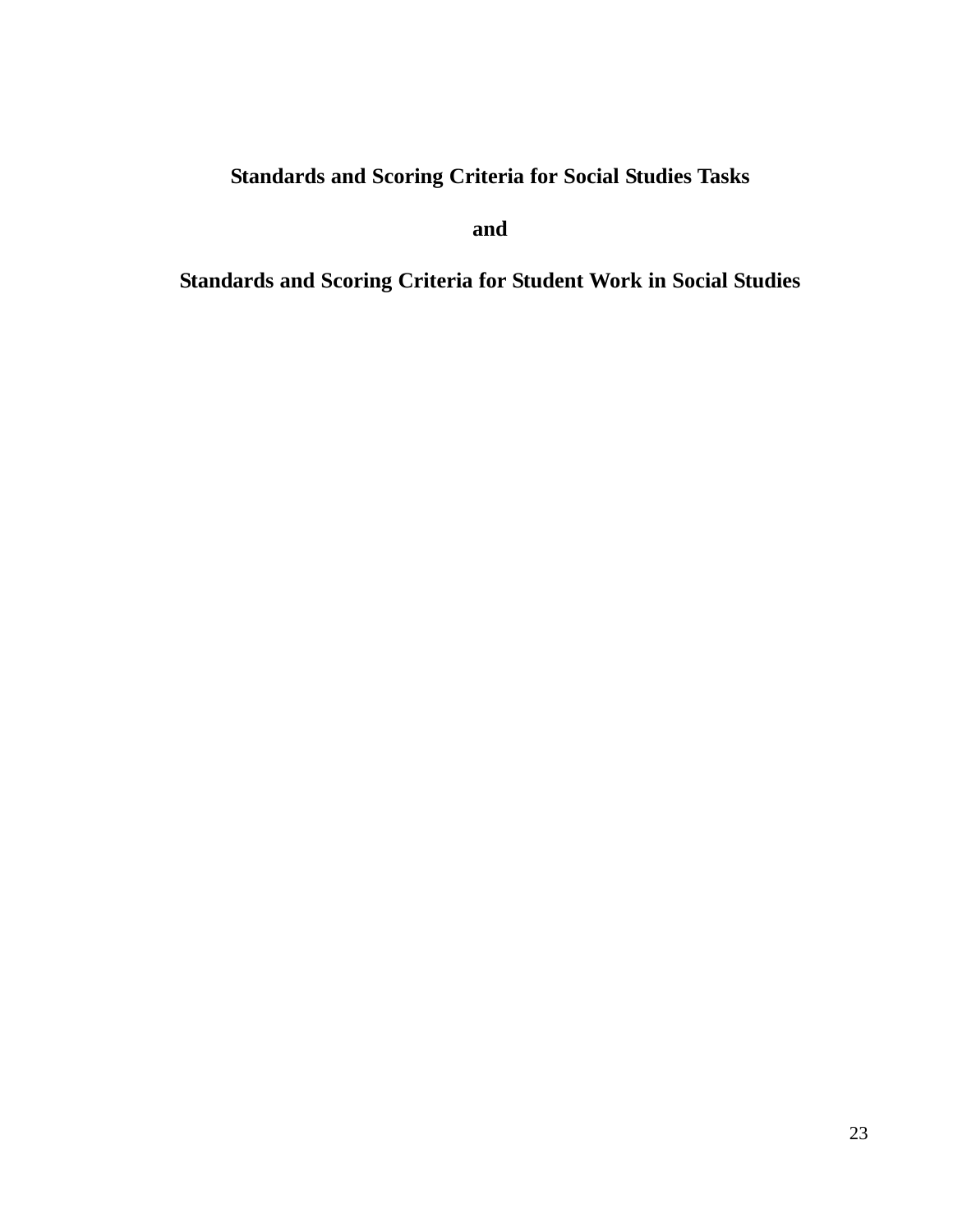**Standards and Scoring Criteria for Social Studies Tasks**

**and**

**Standards and Scoring Criteria for Student Work in Social Studies**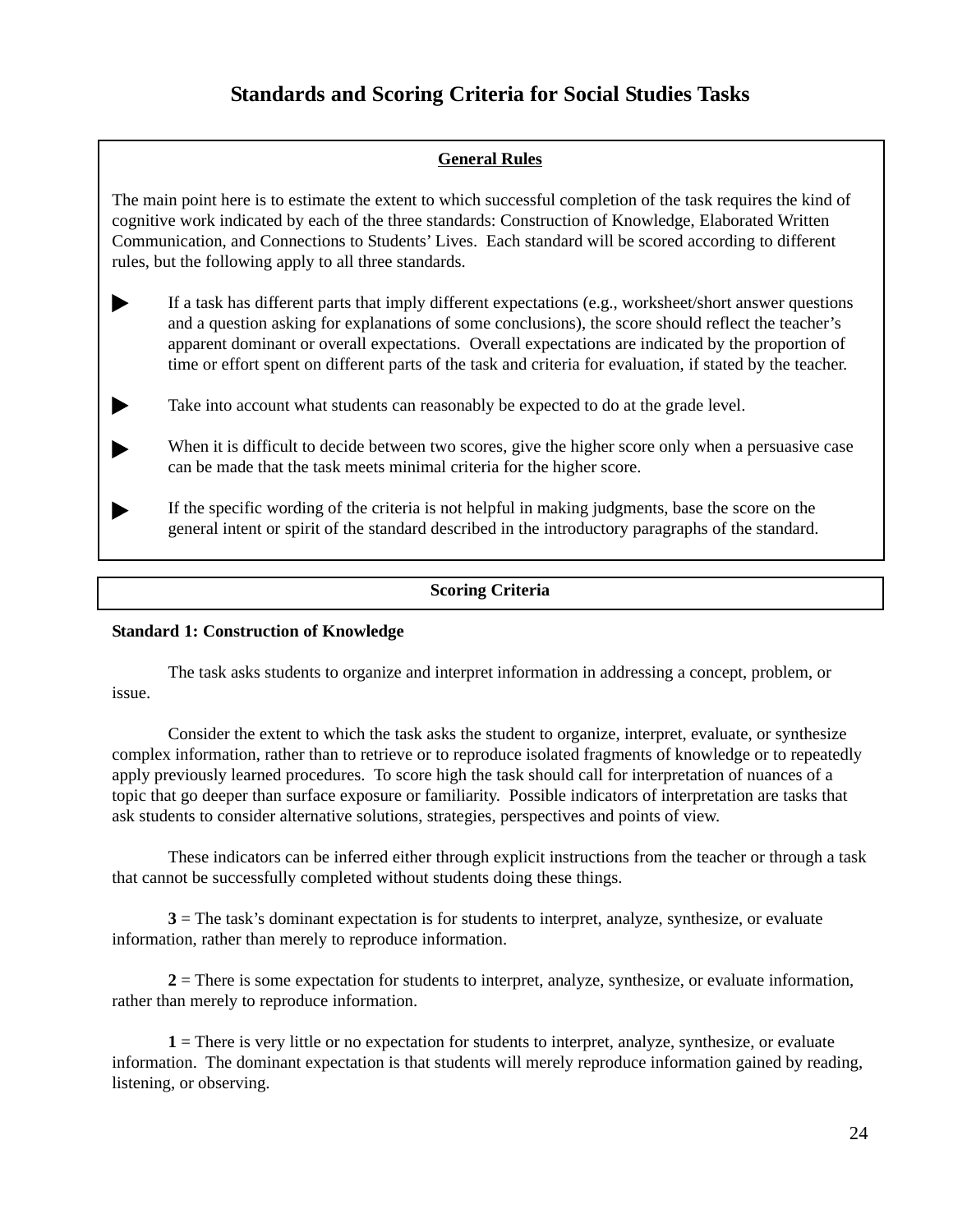# Standards and Scoring Criteria for Social Studies Tasks

## General Rules

The main point here is to estimate the extent to which successful completion of the task requires the kind of cognitive work indicated by each of the three standards: Construction of Knowledge, Elaborated Written Communication, and Connections to Students' Lives. Each standard will be scored according to different rules, but the following apply to all three standards.

- If a task has different parts that imply different expectations (e.g., worksheet/short answer questions and a question asking for explanations of some conclusions), the score should reflect the teacher's apparent dominant or overall expectations. Overall expectations are indicated by the proportion of time or effort spent on different parts of the task and criteria for evaluation, if stated by the teacher.
- Take into account what students can reasonably be expected to do at the grade level.
- When it is difficult to decide between two scores, give the higher score only when a persuasive case can be made that the task meets minimal criteria for the higher score.
- If the specific wording of the criteria is not helpful in making judgments, base the score on the general intent or spirit of the standard described in the introductory paragraphs of the standard.

## Scoring Criteria

### Standard 1: Construction of Knowledge

The task asks students to organize and interpret information in addressing a concept, problem, or issue.

Consider the extent to which the task asks the student to organize, interpret, evaluate, or synthesize complex information, rather than to retrieve or to reproduce isolated fragments of knowledge or to repeatedly apply previously learned procedures. To score high the task should call for interpretation of nuances of a topic that go deeper than surface exposure or familiarity. Possible indicators of interpretation are tasks that ask students to consider alternative solutions, strategies, perspectives and points of view.

These indicators can be inferred either through explicit instructions from the teacher or through a task that cannot be successfully completed without students doing these things.

**3** = The task's dominant expectation is for students to interpret, analyze, synthesize, or evaluate information, rather than merely to reproduce information.

**2** = There is some expectation for students to interpret, analyze, synthesize, or evaluate information, rather than merely to reproduce information.

**1** = There is very little or no expectation for students to interpret, analyze, synthesize, or evaluate information. The dominant expectation is that students will merely reproduce information gained by reading, listening, or observing.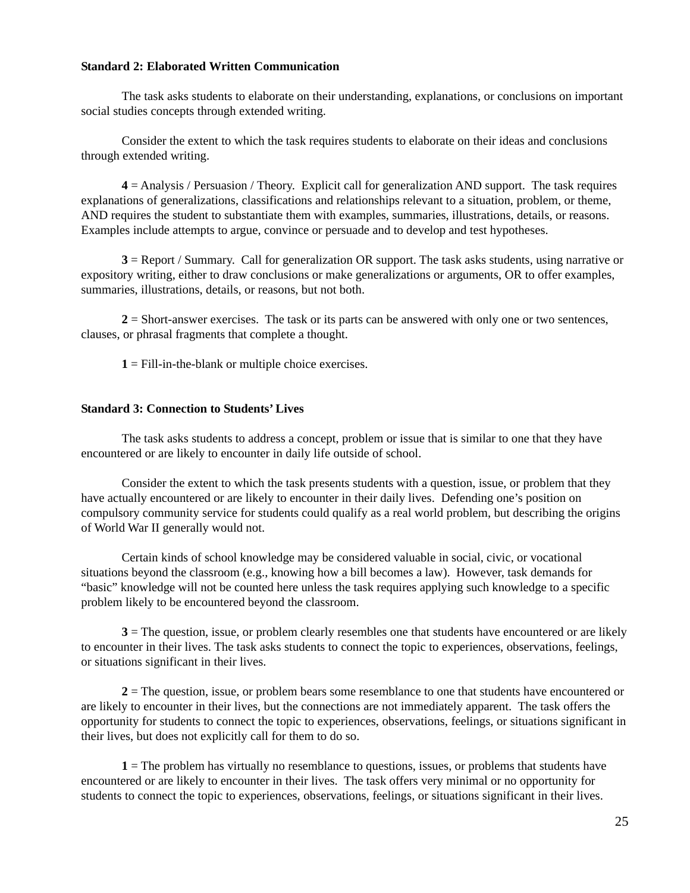**Standard 2: Elaborated Written Communication**

The task asks students to elaborate on their understanding, explanations, or conclusions on important social studies concepts through extended writing.

Consider the extent to which the task requires students to elaborate on their ideas and conclusions through extended writing.

**4** = Analysis / Persuasion / Theory. Explicit call for generalization AND support. The task requires explanations of generalizations, classifications and relationships relevant to a situation, problem, or theme, AND requires the student to substantiate them with examples, summaries, illustrations, details, or reasons. Examples include attempts to argue, convince or persuade and to develop and test hypotheses.

**3** = Report / Summary. Call for generalization OR support. The task asks students, using narrative or expository writing, either to draw conclusions or make generalizations or arguments, OR to offer examples, summaries, illustrations, details, or reasons, but not both.

**2** = Short-answer exercises. The task or its parts can be answered with only one or two sentences, clauses, or phrasal fragments that complete a thought.

**1** = Fill-in-the-blank or multiple choice exercises.

**Standard 3: Connection to Students' Lives**

The task asks students to address a concept, problem or issue that is similar to one that they have encountered or are likely to encounter in daily life outside of school.

Consider the extent to which the task presents students with a question, issue, or problem that they have actually encountered or are likely to encounter in their daily lives. Defending one's position on compulsory community service for students could qualify as a real world problem, but describing the origins of World War II generally would not.

Certain kinds of school knowledge may be considered valuable in social, civic, or vocational situations beyond the classroom (e.g., knowing how a bill becomes a law). However, task demands for "basic" knowledge will not be counted here unless the task requires applying such knowledge to a specific problem likely to be encountered beyond the classroom.

**3** = The question, issue, or problem clearly resembles one that students have encountered or are likely to encounter in their lives. The task asks students to connect the topic to experiences, observations, feelings, or situations significant in their lives.

**2** = The question, issue, or problem bears some resemblance to one that students have encountered or are likely to encounter in their lives, but the connections are not immediately apparent. The task offers the opportunity for students to connect the topic to experiences, observations, feelings, or situations significant in their lives, but does not explicitly call for them to do so.

**1** = The problem has virtually no resemblance to questions, issues, or problems that students have encountered or are likely to encounter in their lives. The task offers very minimal or no opportunity for students to connect the topic to experiences, observations, feelings, or situations significant in their lives.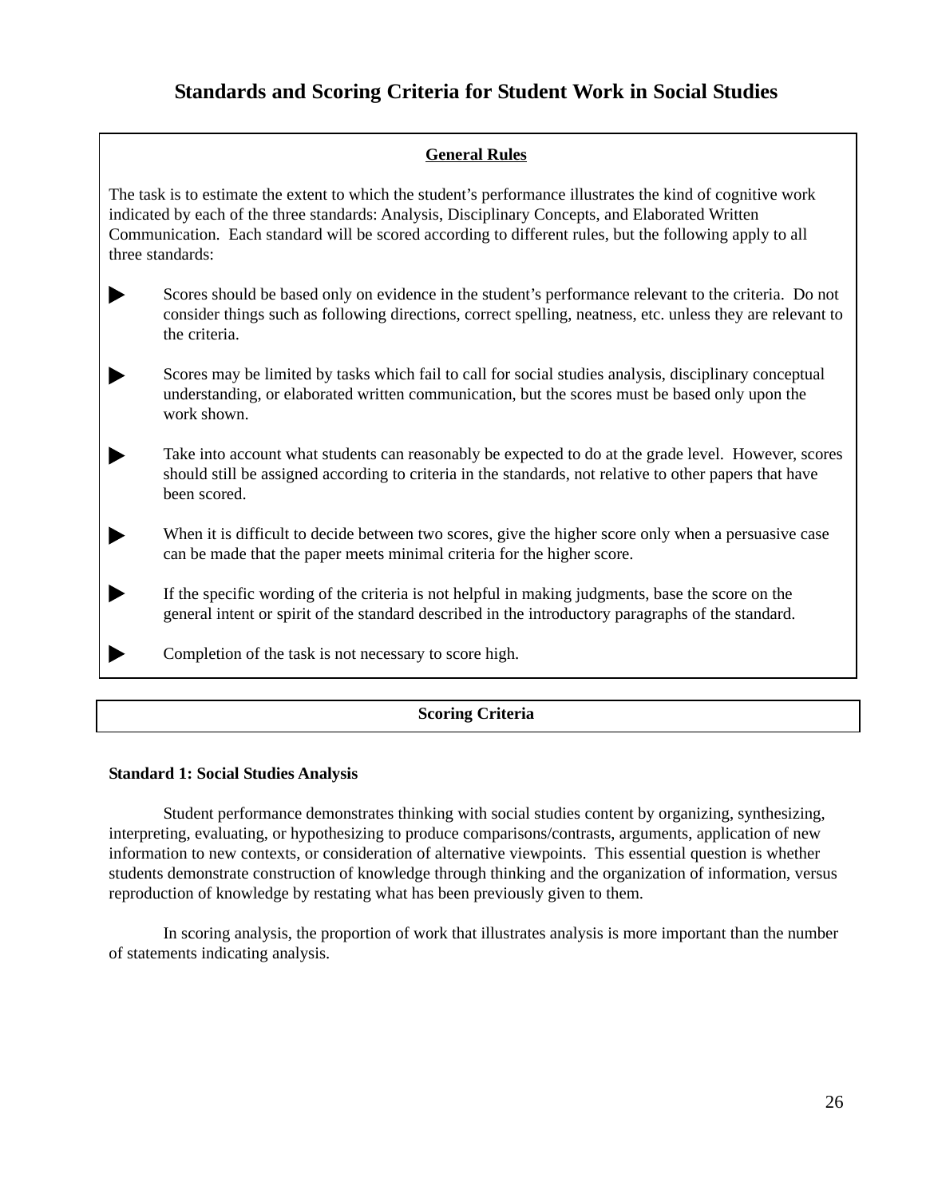# Standards and Scoring Criteria for Student Work in Social Studies

## General Rules

The task is to estimate the extent to which the student's performance illustrates the kind of cognitive work indicated by each of the three standards: Analysis, Disciplinary Concepts, and Elaborated Written Communication. Each standard will be scored according to different rules, but the following apply to all three standards:

- Scores should be based only on evidence in the student's performance relevant to the criteria. Do not consider things such as following directions, correct spelling, neatness, etc. unless they are relevant to the criteria.
- Scores may be limited by tasks which fail to call for social studies analysis, disciplinary conceptual understanding, or elaborated written communication, but the scores must be based only upon the work shown.
- Take into account what students can reasonably be expected to do at the grade level. However, scores should still be assigned according to criteria in the standards, not relative to other papers that have been scored.
- When it is difficult to decide between two scores, give the higher score only when a persuasive case can be made that the paper meets minimal criteria for the higher score.
- If the specific wording of the criteria is not helpful in making judgments, base the score on the general intent or spirit of the standard described in the introductory paragraphs of the standard.
- Completion of the task is not necessary to score high.

## Scoring Criteria

**Standard 1: Social Studies Analysis**

Student performance demonstrates thinking with social studies content by organizing, synthesizing, interpreting, evaluating, or hypothesizing to produce comparisons/contrasts, arguments, application of new information to new contexts, or consideration of alternative viewpoints. This essential question is whether students demonstrate construction of knowledge through thinking and the organization of information, versus reproduction of knowledge by restating what has been previously given to them.

In scoring analysis, the proportion of work that illustrates analysis is more important than the number of statements indicating analysis.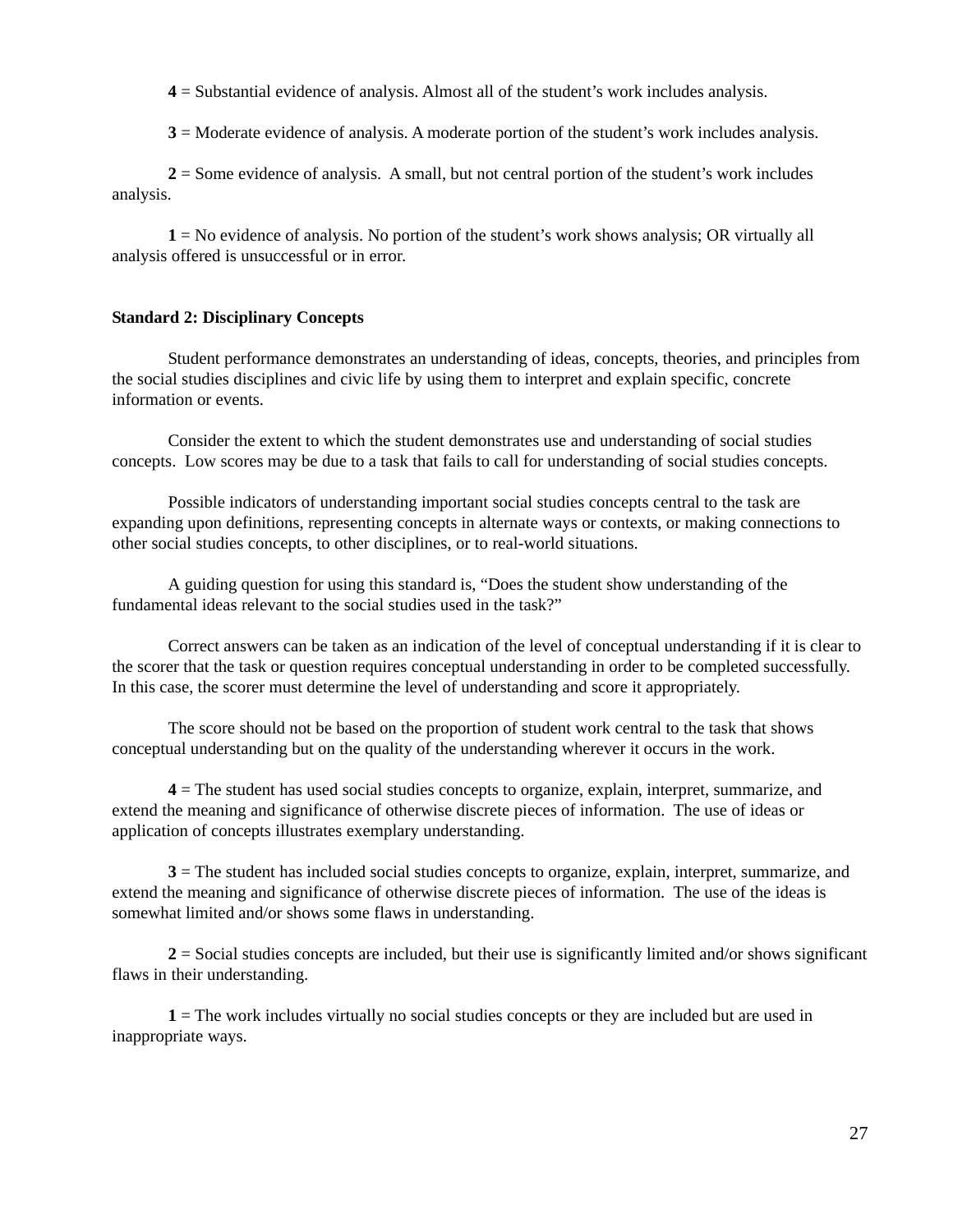**4** = Substantial evidence of analysis. Almost all of the student's work includes analysis.

**3** = Moderate evidence of analysis. A moderate portion of the student's work includes analysis.

**2** = Some evidence of analysis. A small, but not central portion of the student's work includes analysis.

**1** = No evidence of analysis. No portion of the student's work shows analysis; OR virtually all analysis offered is unsuccessful or in error.

**Standard 2: Disciplinary Concepts**

Student performance demonstrates an understanding of ideas, concepts, theories, and principles from the social studies disciplines and civic life by using them to interpret and explain specific, concrete information or events.

Consider the extent to which the student demonstrates use and understanding of social studies concepts. Low scores may be due to a task that fails to call for understanding of social studies concepts.

Possible indicators of understanding important social studies concepts central to the task are expanding upon definitions, representing concepts in alternate ways or contexts, or making connections to other social studies concepts, to other disciplines, or to real-world situations.

A guiding question for using this standard is, "Does the student show understanding of the fundamental ideas relevant to the social studies used in the task?"

Correct answers can be taken as an indication of the level of conceptual understanding if it is clear to the scorer that the task or question requires conceptual understanding in order to be completed successfully. In this case, the scorer must determine the level of understanding and score it appropriately.

The score should not be based on the proportion of student work central to the task that shows conceptual understanding but on the quality of the understanding wherever it occurs in the work.

**4** = The student has used social studies concepts to organize, explain, interpret, summarize, and extend the meaning and significance of otherwise discrete pieces of information. The use of ideas or application of concepts illustrates exemplary understanding.

**3** = The student has included social studies concepts to organize, explain, interpret, summarize, and extend the meaning and significance of otherwise discrete pieces of information. The use of the ideas is somewhat limited and/or shows some flaws in understanding.

**2** = Social studies concepts are included, but their use is significantly limited and/or shows significant flaws in their understanding.

**1** = The work includes virtually no social studies concepts or they are included but are used in inappropriate ways.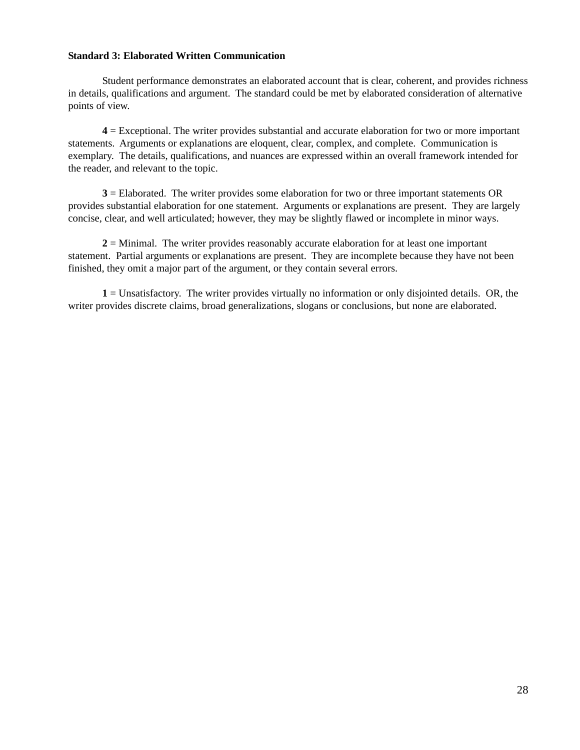**Standard 3: Elaborated Written Communication**

Student performance demonstrates an elaborated account that is clear, coherent, and provides richness in details, qualifications and argument. The standard could be met by elaborated consideration of alternative points of view.

**4** = Exceptional. The writer provides substantial and accurate elaboration for two or more important statements. Arguments or explanations are eloquent, clear, complex, and complete. Communication is exemplary. The details, qualifications, and nuances are expressed within an overall framework intended for the reader, and relevant to the topic.

**3** = Elaborated. The writer provides some elaboration for two or three important statements OR provides substantial elaboration for one statement. Arguments or explanations are present. They are largely concise, clear, and well articulated; however, they may be slightly flawed or incomplete in minor ways.

**2** = Minimal. The writer provides reasonably accurate elaboration for at least one important statement. Partial arguments or explanations are present. They are incomplete because they have not been finished, they omit a major part of the argument, or they contain several errors.

**1** = Unsatisfactory. The writer provides virtually no information or only disjointed details. OR, the writer provides discrete claims, broad generalizations, slogans or conclusions, but none are elaborated.